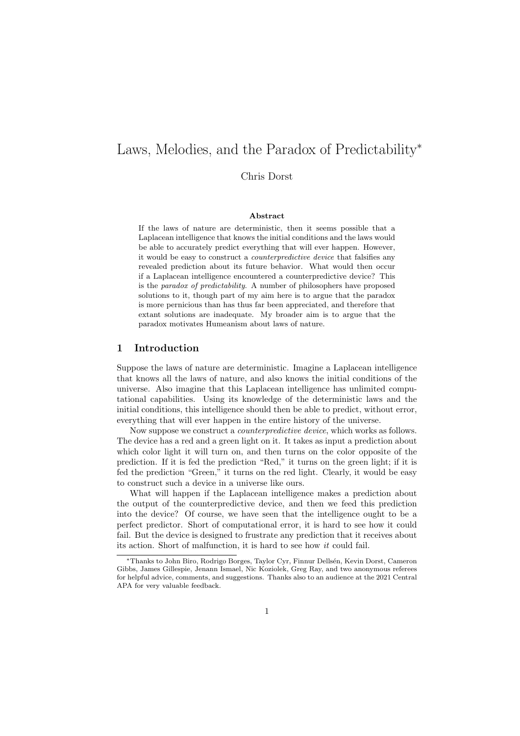# Laws, Melodies, and the Paradox of Predictability*

Chris Dorst

### Abstract

If the laws of nature are deterministic, then it seems possible that a Laplacean intelligence that knows the initial conditions and the laws would be able to accurately predict everything that will ever happen. However, it would be easy to construct a *counterpredictive device* that falsifies any revealed prediction about its future behavior. What would then occur if a Laplacean intelligence encountered a counterpredictive device? This is the *paradox of predictability*. A number of philosophers have proposed solutions to it, though part of my aim here is to argue that the paradox is more pernicious than has thus far been appreciated, and therefore that extant solutions are inadequate. My broader aim is to argue that the paradox motivates Humeanism about laws of nature.

## 1 Introduction

Suppose the laws of nature are deterministic. Imagine a Laplacean intelligence that knows all the laws of nature, and also knows the initial conditions of the universe. Also imagine that this Laplacean intelligence has unlimited computational capabilities. Using its knowledge of the deterministic laws and the initial conditions, this intelligence should then be able to predict, without error, everything that will ever happen in the entire history of the universe.

Now suppose we construct a *counterpredictive device*, which works as follows. The device has a red and a green light on it. It takes as input a prediction about which color light it will turn on, and then turns on the color opposite of the prediction. If it is fed the prediction "Red," it turns on the green light; if it is fed the prediction "Green," it turns on the red light. Clearly, it would be easy to construct such a device in a universe like ours.

What will happen if the Laplacean intelligence makes a prediction about the output of the counterpredictive device, and then we feed this prediction into the device? Of course, we have seen that the intelligence ought to be a perfect predictor. Short of computational error, it is hard to see how it could fail. But the device is designed to frustrate any prediction that it receives about its action. Short of malfunction, it is hard to see how *it* could fail.

*Thanks to John Biro, Rodrigo Borges, Taylor Cyr, Finnur Dellsén, Kevin Dorst, Cameron Gibbs, James Gillespie, Jenann Ismael, Nic Koziolek, Greg Ray, and two anonymous referees for helpful advice, comments, and suggestions. Thanks also to an audience at the 2021 Central APA for very valuable feedback.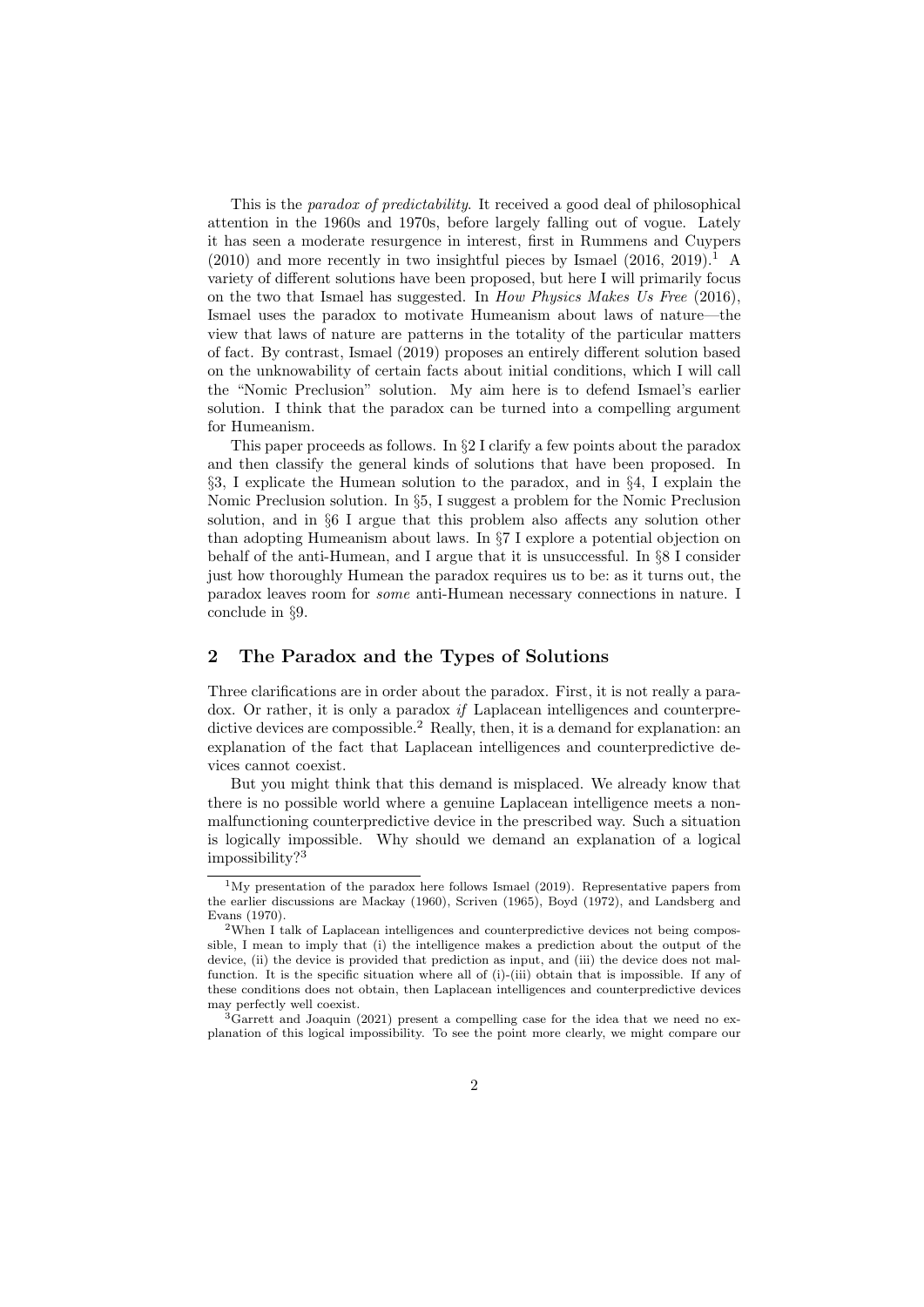This is the *paradox of predictability*. It received a good deal of philosophical attention in the 1960s and 1970s, before largely falling out of vogue. Lately it has seen a moderate resurgence in interest, first in Rummens and Cuypers (2010) and more recently in two insightful pieces by Ismael (2016, 2019).[1] A variety of different solutions have been proposed, but here I will primarily focus on the two that Ismael has suggested. In *How Physics Makes Us Free* (2016), Ismael uses the paradox to motivate Humeanism about laws of nature—the view that laws of nature are patterns in the totality of the particular matters of fact. By contrast, Ismael (2019) proposes an entirely different solution based on the unknowability of certain facts about initial conditions, which I will call the "Nomic Preclusion" solution. My aim here is to defend Ismael's earlier solution. I think that the paradox can be turned into a compelling argument for Humeanism.

This paper proceeds as follows. In §2 I clarify a few points about the paradox and then classify the general kinds of solutions that have been proposed. In §3, I explicate the Humean solution to the paradox, and in §4, I explain the Nomic Preclusion solution. In §5, I suggest a problem for the Nomic Preclusion solution, and in §6 I argue that this problem also affects any solution other than adopting Humeanism about laws. In §7 I explore a potential objection on behalf of the anti-Humean, and I argue that it is unsuccessful. In §8 I consider just how thoroughly Humean the paradox requires us to be: as it turns out, the paradox leaves room for *some* anti-Humean necessary connections in nature. I conclude in §9.

## 2 The Paradox and the Types of Solutions

Three clarifications are in order about the paradox. First, it is not really a paradox. Or rather, it is only a paradox *if* Laplacean intelligences and counterpredictive devices are compossible.[2] Really, then, it is a demand for explanation: an explanation of the fact that Laplacean intelligences and counterpredictive devices cannot coexist.

But you might think that this demand is misplaced. We already know that there is no possible world where a genuine Laplacean intelligence meets a non-malfunctioning counterpredictive device in the prescribed way. Such a situation is logically impossible. Why should we demand an explanation of a logical impossibility?[3]

---

[1] My presentation of the paradox here follows Ismael (2019). Representative papers from the earlier discussions are Mackay (1960), Scriven (1965), Boyd (1972), and Landsberg and Evans (1970).

[2] When I talk of Laplacean intelligences and counterpredictive devices not being compossible, I mean to imply that (i) the intelligence makes a prediction about the output of the device, (ii) the device is provided that prediction as input, and (iii) the device does not malfunction. It is the specific situation where all of (i)-(iii) obtain that is impossible. If any of these conditions does not obtain, then Laplacean intelligences and counterpredictive devices may perfectly well coexist.

[3] Garrett and Joaquin (2021) present a compelling case for the idea that we need no explanation of this logical impossibility. To see the point more clearly, we might compare our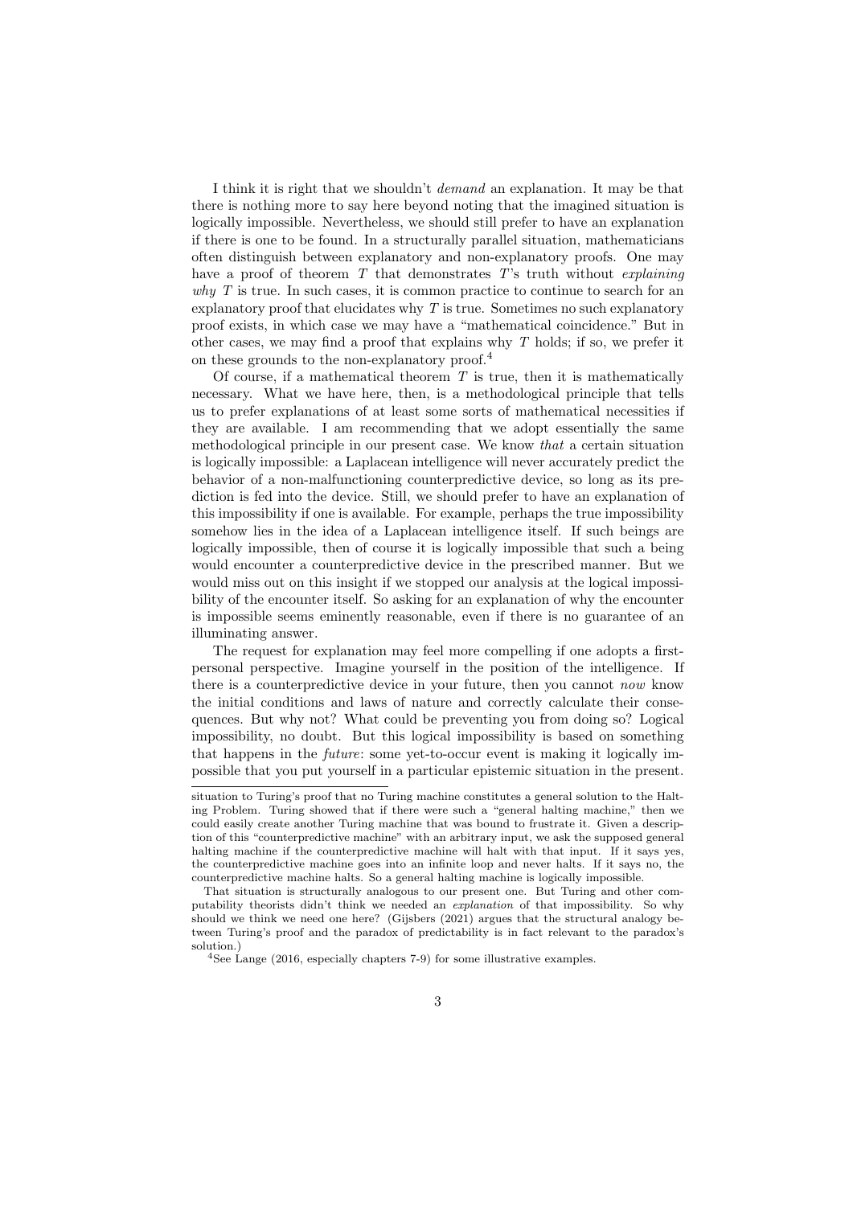I think it is right that we shouldn't *demand* an explanation. It may be that there is nothing more to say here beyond noting that the imagined situation is logically impossible. Nevertheless, we should still prefer to have an explanation if there is one to be found. In a structurally parallel situation, mathematicians often distinguish between explanatory and non-explanatory proofs. One may have a proof of theorem $T$ that demonstrates $T$'s truth without *explaining why* $T$ is true. In such cases, it is common practice to continue to search for an explanatory proof that elucidates why $T$ is true. Sometimes no such explanatory proof exists, in which case we may have a "mathematical coincidence." But in other cases, we may find a proof that explains why $T$ holds; if so, we prefer it on these grounds to the non-explanatory proof.[4]

Of course, if a mathematical theorem $T$ is true, then it is mathematically necessary. What we have here, then, is a methodological principle that tells us to prefer explanations of at least some sorts of mathematical necessities if they are available. I am recommending that we adopt essentially the same methodological principle in our present case. We know *that* a certain situation is logically impossible: a Laplacean intelligence will never accurately predict the behavior of a non-malfunctioning counterpredictive device, so long as its prediction is fed into the device. Still, we should prefer to have an explanation of this impossibility if one is available. For example, perhaps the true impossibility somehow lies in the idea of a Laplacean intelligence itself. If such beings are logically impossible, then of course it is logically impossible that such a being would encounter a counterpredictive device in the prescribed manner. But we would miss out on this insight if we stopped our analysis at the logical impossibility of the encounter itself. So asking for an explanation of why the encounter is impossible seems eminently reasonable, even if there is no guarantee of an illuminating answer.

The request for explanation may feel more compelling if one adopts a first-personal perspective. Imagine yourself in the position of the intelligence. If there is a counterpredictive device in your future, then you cannot *now* know the initial conditions and laws of nature and correctly calculate their consequences. But why not? What could be preventing you from doing so? Logical impossibility, no doubt. But this logical impossibility is based on something that happens in the *future*: some yet-to-occur event is making it logically impossible that you put yourself in a particular epistemic situation in the present.

---

situation to Turing's proof that no Turing machine constitutes a general solution to the Halting Problem. Turing showed that if there were such a "general halting machine," then we could easily create another Turing machine that was bound to frustrate it. Given a description of this "counterpredictive machine" with an arbitrary input, we ask the supposed general halting machine if the counterpredictive machine will halt with that input. If it says yes, the counterpredictive machine goes into an infinite loop and never halts. If it says no, the counterpredictive machine halts. So a general halting machine is logically impossible.

That situation is structurally analogous to our present one. But Turing and other computability theorists didn't think we needed an *explanation* of that impossibility. So why should we think we need one here? (Gijsbers (2021) argues that the structural analogy between Turing's proof and the paradox of predictability is in fact relevant to the paradox's solution.)

[4] See Lange (2016, especially chapters 7-9) for some illustrative examples.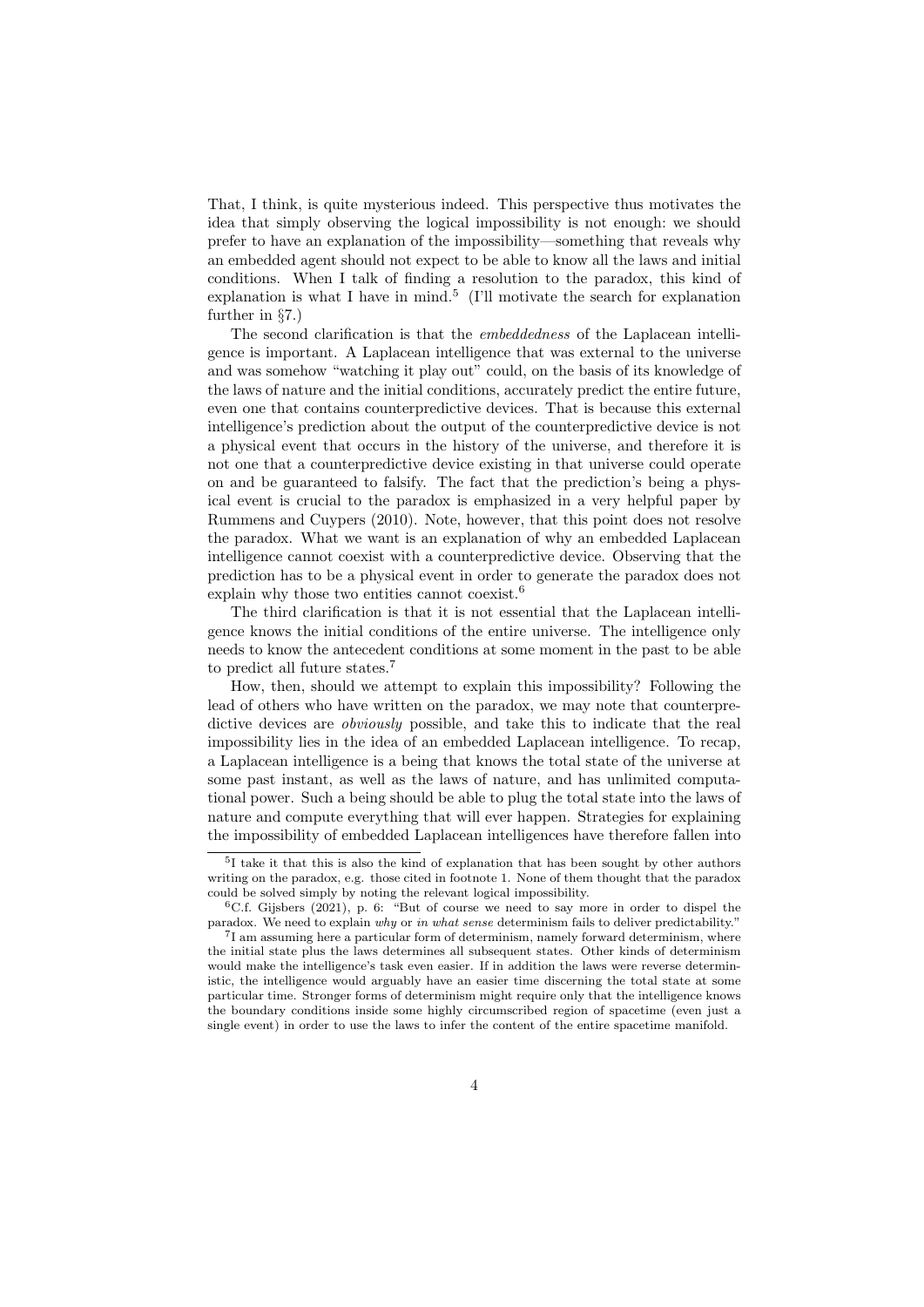That, I think, is quite mysterious indeed. This perspective thus motivates the idea that simply observing the logical impossibility is not enough: we should prefer to have an explanation of the impossibility—something that reveals why an embedded agent should not expect to be able to know all the laws and initial conditions. When I talk of finding a resolution to the paradox, this kind of explanation is what I have in mind.[5] (I'll motivate the search for explanation further in §7.)

The second clarification is that the *embeddedness* of the Laplacean intelligence is important. A Laplacean intelligence that was external to the universe and was somehow "watching it play out" could, on the basis of its knowledge of the laws of nature and the initial conditions, accurately predict the entire future, even one that contains counterpredictive devices. That is because this external intelligence's prediction about the output of the counterpredictive device is not a physical event that occurs in the history of the universe, and therefore it is not one that a counterpredictive device existing in that universe could operate on and be guaranteed to falsify. The fact that the prediction's being a physical event is crucial to the paradox is emphasized in a very helpful paper by Rummens and Cuypers (2010). Note, however, that this point does not resolve the paradox. What we want is an explanation of why an embedded Laplacean intelligence cannot coexist with a counterpredictive device. Observing that the prediction has to be a physical event in order to generate the paradox does not explain why those two entities cannot coexist.[6]

The third clarification is that it is not essential that the Laplacean intelligence knows the initial conditions of the entire universe. The intelligence only needs to know the antecedent conditions at some moment in the past to be able to predict all future states.[7]

How, then, should we attempt to explain this impossibility? Following the lead of others who have written on the paradox, we may note that counterpredictive devices are *obviously* possible, and take this to indicate that the real impossibility lies in the idea of an embedded Laplacean intelligence. To recap, a Laplacean intelligence is a being that knows the total state of the universe at some past instant, as well as the laws of nature, and has unlimited computational power. Such a being should be able to plug the total state into the laws of nature and compute everything that will ever happen. Strategies for explaining the impossibility of embedded Laplacean intelligences have therefore fallen into

[5] I take it that this is also the kind of explanation that has been sought by other authors writing on the paradox, e.g. those cited in footnote 1. None of them thought that the paradox could be solved simply by noting the relevant logical impossibility.

[6] C.f. Gijsbers (2021), p. 6: "But of course we need to say more in order to dispel the paradox. We need to explain *why* or *in what sense* determinism fails to deliver predictability."

[7] I am assuming here a particular form of determinism, namely forward determinism, where the initial state plus the laws determines all subsequent states. Other kinds of determinism would make the intelligence's task even easier. If in addition the laws were reverse deterministic, the intelligence would arguably have an easier time discerning the total state at some particular time. Stronger forms of determinism might require only that the intelligence knows the boundary conditions inside some highly circumscribed region of spacetime (even just a single event) in order to use the laws to infer the content of the entire spacetime manifold.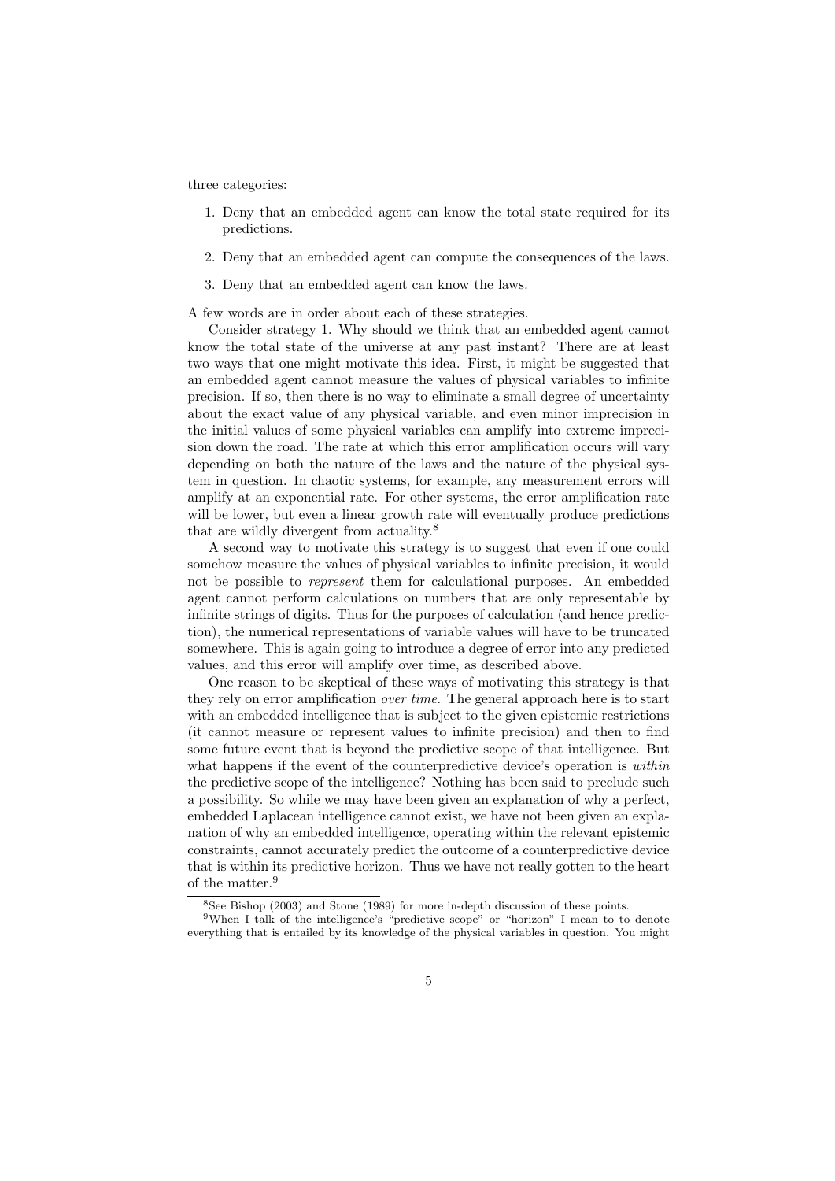three categories:

1. Deny that an embedded agent can know the total state required for its predictions.

2. Deny that an embedded agent can compute the consequences of the laws.

3. Deny that an embedded agent can know the laws.

A few words are in order about each of these strategies.

Consider strategy 1. Why should we think that an embedded agent cannot know the total state of the universe at any past instant? There are at least two ways that one might motivate this idea. First, it might be suggested that an embedded agent cannot measure the values of physical variables to infinite precision. If so, then there is no way to eliminate a small degree of uncertainty about the exact value of any physical variable, and even minor imprecision in the initial values of some physical variables can amplify into extreme imprecision down the road. The rate at which this error amplification occurs will vary depending on both the nature of the laws and the nature of the physical system in question. In chaotic systems, for example, any measurement errors will amplify at an exponential rate. For other systems, the error amplification rate will be lower, but even a linear growth rate will eventually produce predictions that are wildly divergent from actuality.[8]

A second way to motivate this strategy is to suggest that even if one could somehow measure the values of physical variables to infinite precision, it would not be possible to *represent* them for calculational purposes. An embedded agent cannot perform calculations on numbers that are only representable by infinite strings of digits. Thus for the purposes of calculation (and hence prediction), the numerical representations of variable values will have to be truncated somewhere. This is again going to introduce a degree of error into any predicted values, and this error will amplify over time, as described above.

One reason to be skeptical of these ways of motivating this strategy is that they rely on error amplification *over time*. The general approach here is to start with an embedded intelligence that is subject to the given epistemic restrictions (it cannot measure or represent values to infinite precision) and then to find some future event that is beyond the predictive scope of that intelligence. But what happens if the event of the counterpredictive device's operation is *within* the predictive scope of the intelligence? Nothing has been said to preclude such a possibility. So while we may have been given an explanation of why a perfect, embedded Laplacean intelligence cannot exist, we have not been given an explanation of why an embedded intelligence, operating within the relevant epistemic constraints, cannot accurately predict the outcome of a counterpredictive device that is within its predictive horizon. Thus we have not really gotten to the heart of the matter.[9]

---

[8] See Bishop (2003) and Stone (1989) for more in-depth discussion of these points.

[9] When I talk of the intelligence's "predictive scope" or "horizon" I mean to to denote everything that is entailed by its knowledge of the physical variables in question. You might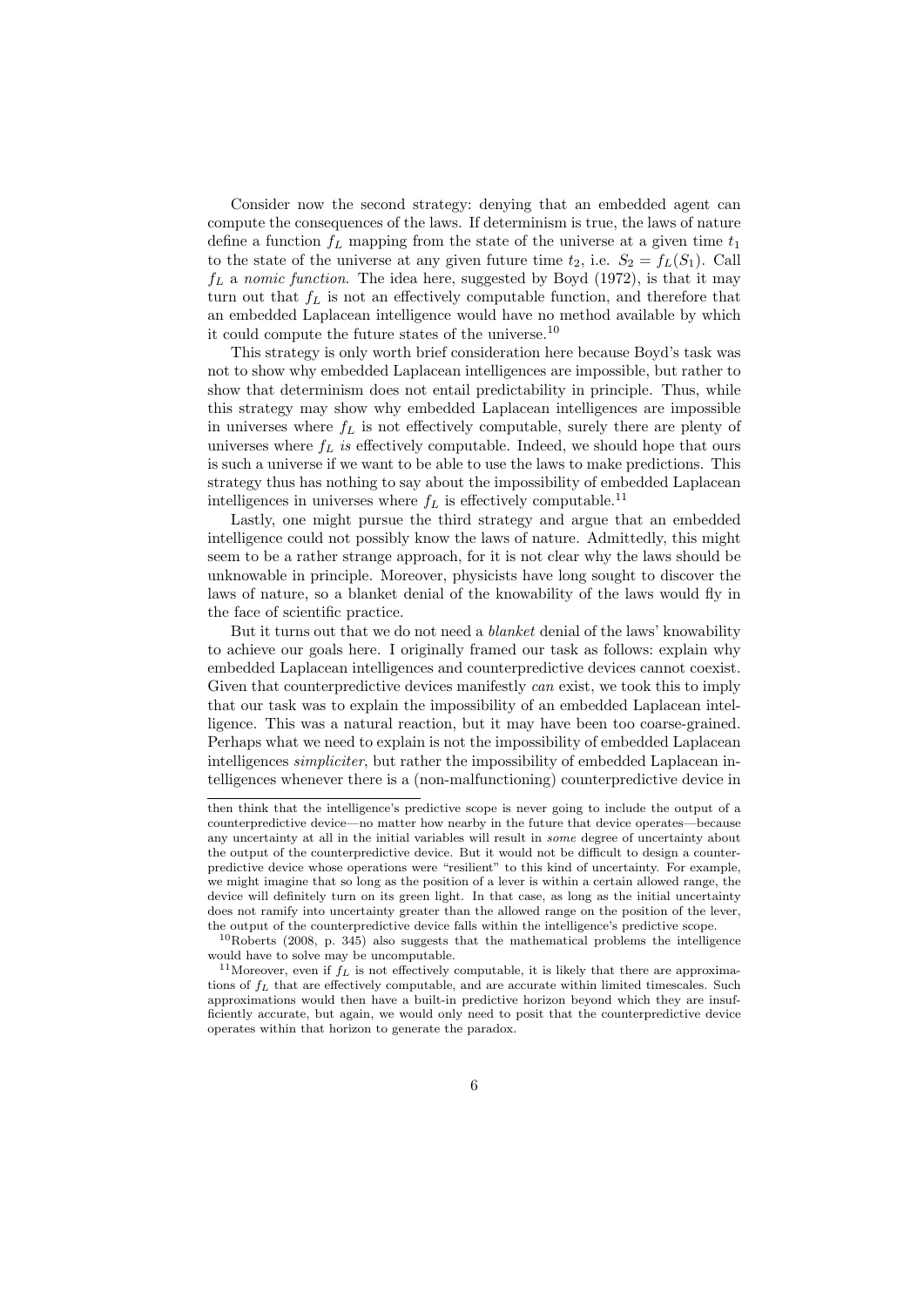Consider now the second strategy: denying that an embedded agent can compute the consequences of the laws. If determinism is true, the laws of nature define a function $f_L$ mapping from the state of the universe at a given time $t_1$ to the state of the universe at any given future time $t_2$, i.e. $S_2 = f_L(S_1)$. Call $f_L$ a *nomic function*. The idea here, suggested by Boyd (1972), is that it may turn out that $f_L$ is not an effectively computable function, and therefore that an embedded Laplacean intelligence would have no method available by which it could compute the future states of the universe.[10]

This strategy is only worth brief consideration here because Boyd's task was not to show why embedded Laplacean intelligences are impossible, but rather to show that determinism does not entail predictability in principle. Thus, while this strategy may show why embedded Laplacean intelligences are impossible in universes where $f_L$ is not effectively computable, surely there are plenty of universes where $f_L$ *is* effectively computable. Indeed, we should hope that ours is such a universe if we want to be able to use the laws to make predictions. This strategy thus has nothing to say about the impossibility of embedded Laplacean intelligences in universes where $f_L$ is effectively computable.[11]

Lastly, one might pursue the third strategy and argue that an embedded intelligence could not possibly know the laws of nature. Admittedly, this might seem to be a rather strange approach, for it is not clear why the laws should be unknowable in principle. Moreover, physicists have long sought to discover the laws of nature, so a blanket denial of the knowability of the laws would fly in the face of scientific practice.

But it turns out that we do not need a *blanket* denial of the laws' knowability to achieve our goals here. I originally framed our task as follows: explain why embedded Laplacean intelligences and counterpredictive devices cannot coexist. Given that counterpredictive devices manifestly *can* exist, we took this to imply that our task was to explain the impossibility of an embedded Laplacean intelligence. This was a natural reaction, but it may have been too coarse-grained. Perhaps what we need to explain is not the impossibility of embedded Laplacean intelligences *simpliciter*, but rather the impossibility of embedded Laplacean intelligences whenever there is a (non-malfunctioning) counterpredictive device in

---

then think that the intelligence's predictive scope is never going to include the output of a counterpredictive device—no matter how nearby in the future that device operates—because any uncertainty at all in the initial variables will result in *some* degree of uncertainty about the output of the counterpredictive device. But it would not be difficult to design a counterpredictive device whose operations were "resilient" to this kind of uncertainty. For example, we might imagine that so long as the position of a lever is within a certain allowed range, the device will definitely turn on its green light. In that case, as long as the initial uncertainty does not ramify into uncertainty greater than the allowed range on the position of the lever, the output of the counterpredictive device falls within the intelligence's predictive scope.

[10] Roberts (2008, p. 345) also suggests that the mathematical problems the intelligence would have to solve may be uncomputable.

[11] Moreover, even if $f_L$ is not effectively computable, it is likely that there are approximations of $f_L$ that are effectively computable, and are accurate within limited timescales. Such approximations would then have a built-in predictive horizon beyond which they are insufficiently accurate, but again, we would only need to posit that the counterpredictive device operates within that horizon to generate the paradox.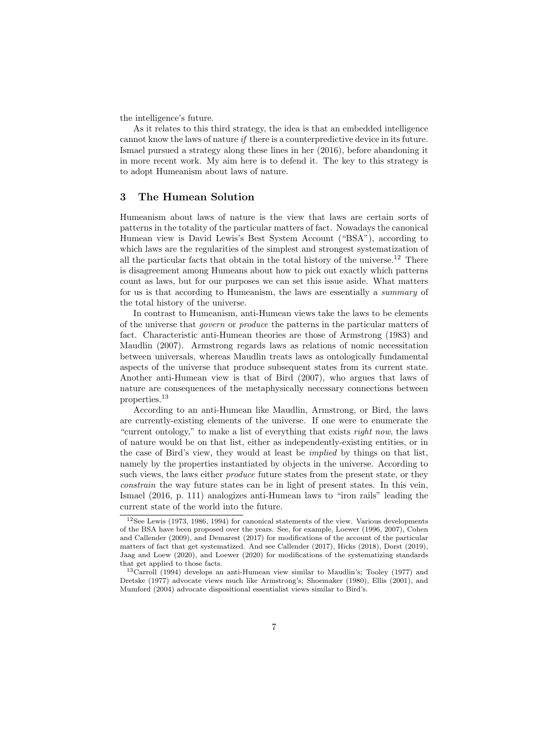the intelligence's future.

As it relates to this third strategy, the idea is that an embedded intelligence cannot know the laws of nature *if* there is a counterpredictive device in its future. Ismael pursued a strategy along these lines in her (2016), before abandoning it in more recent work. My aim here is to defend it. The key to this strategy is to adopt Humeanism about laws of nature.

## 3 The Humean Solution

Humeanism about laws of nature is the view that laws are certain sorts of patterns in the totality of the particular matters of fact. Nowadays the canonical Humean view is David Lewis's Best System Account ("BSA"), according to which laws are the regularities of the simplest and strongest systematization of all the particular facts that obtain in the total history of the universe.[12] There is disagreement among Humeans about how to pick out exactly which patterns count as laws, but for our purposes we can set this issue aside. What matters for us is that according to Humeanism, the laws are essentially a *summary* of the total history of the universe.

In contrast to Humeanism, anti-Humean views take the laws to be elements of the universe that *govern* or *produce* the patterns in the particular matters of fact. Characteristic anti-Humean theories are those of Armstrong (1983) and Maudlin (2007). Armstrong regards laws as relations of nomic necessitation between universals, whereas Maudlin treats laws as ontologically fundamental aspects of the universe that produce subsequent states from its current state. Another anti-Humean view is that of Bird (2007), who argues that laws of nature are consequences of the metaphysically necessary connections between properties.[13]

According to an anti-Humean like Maudlin, Armstrong, or Bird, the laws are currently-existing elements of the universe. If one were to enumerate the "current ontology," to make a list of everything that exists *right now*, the laws of nature would be on that list, either as independently-existing entities, or in the case of Bird's view, they would at least be *implied* by things on that list, namely by the properties instantiated by objects in the universe. According to such views, the laws either *produce* future states from the present state, or they *constrain* the way future states can be in light of present states. In this vein, Ismael (2016, p. 111) analogizes anti-Humean laws to "iron rails" leading the current state of the world into the future.

[12] See Lewis (1973, 1986, 1994) for canonical statements of the view. Various developments of the BSA have been proposed over the years. See, for example, Loewer (1996, 2007), Cohen and Callender (2009), and Demarest (2017) for modifications of the account of the particular matters of fact that get systematized. And see Callender (2017), Hicks (2018), Dorst (2019), Jaag and Loew (2020), and Loewer (2020) for modifications of the systematizing standards that get applied to those facts.

[13] Carroll (1994) develops an anti-Humean view similar to Maudlin's; Tooley (1977) and Dretske (1977) advocate views much like Armstrong's; Shoemaker (1980), Ellis (2001), and Mumford (2004) advocate dispositional essentialist views similar to Bird's.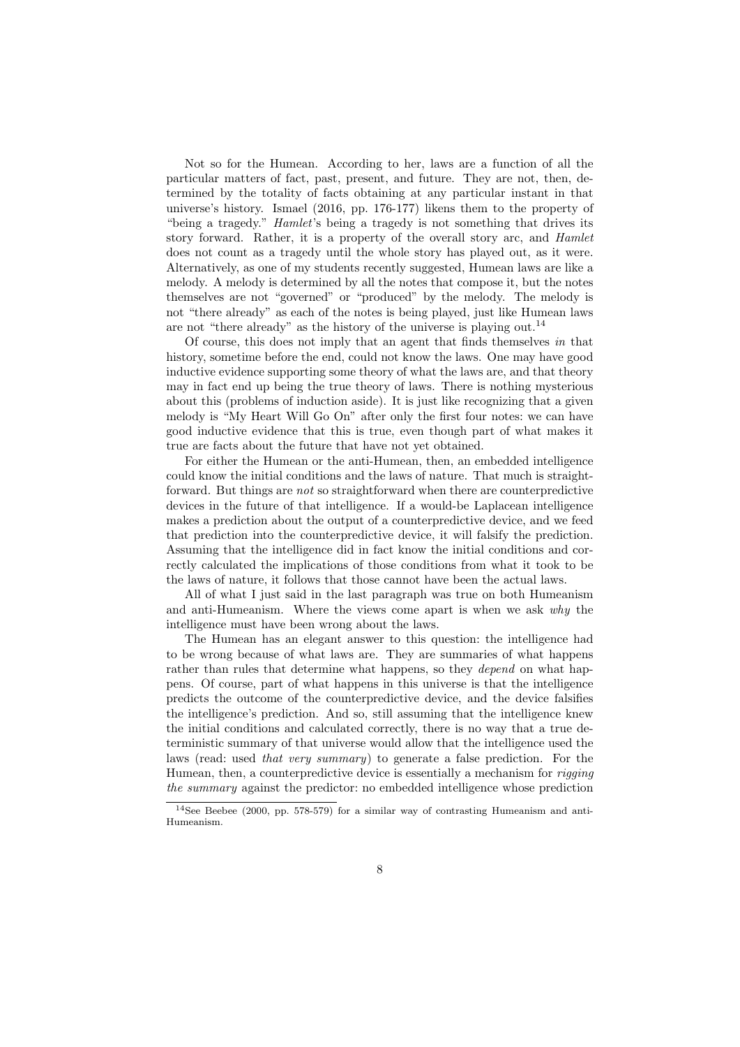Not so for the Humean. According to her, laws are a function of all the particular matters of fact, past, present, and future. They are not, then, determined by the totality of facts obtaining at any particular instant in that universe's history. Ismael (2016, pp. 176-177) likens them to the property of "being a tragedy." *Hamlet*'s being a tragedy is not something that drives its story forward. Rather, it is a property of the overall story arc, and *Hamlet* does not count as a tragedy until the whole story has played out, as it were. Alternatively, as one of my students recently suggested, Humean laws are like a melody. A melody is determined by all the notes that compose it, but the notes themselves are not "governed" or "produced" by the melody. The melody is not "there already" as each of the notes is being played, just like Humean laws are not "there already" as the history of the universe is playing out.[14]

Of course, this does not imply that an agent that finds themselves *in* that history, sometime before the end, could not know the laws. One may have good inductive evidence supporting some theory of what the laws are, and that theory may in fact end up being the true theory of laws. There is nothing mysterious about this (problems of induction aside). It is just like recognizing that a given melody is "My Heart Will Go On" after only the first four notes: we can have good inductive evidence that this is true, even though part of what makes it true are facts about the future that have not yet obtained.

For either the Humean or the anti-Humean, then, an embedded intelligence could know the initial conditions and the laws of nature. That much is straightforward. But things are *not* so straightforward when there are counterpredictive devices in the future of that intelligence. If a would-be Laplacean intelligence makes a prediction about the output of a counterpredictive device, and we feed that prediction into the counterpredictive device, it will falsify the prediction. Assuming that the intelligence did in fact know the initial conditions and correctly calculated the implications of those conditions from what it took to be the laws of nature, it follows that those cannot have been the actual laws.

All of what I just said in the last paragraph was true on both Humeanism and anti-Humeanism. Where the views come apart is when we ask *why* the intelligence must have been wrong about the laws.

The Humean has an elegant answer to this question: the intelligence had to be wrong because of what laws are. They are summaries of what happens rather than rules that determine what happens, so they *depend* on what happens. Of course, part of what happens in this universe is that the intelligence predicts the outcome of the counterpredictive device, and the device falsifies the intelligence's prediction. And so, still assuming that the intelligence knew the initial conditions and calculated correctly, there is no way that a true deterministic summary of that universe would allow that the intelligence used the laws (read: used *that very summary*) to generate a false prediction. For the Humean, then, a counterpredictive device is essentially a mechanism for *rigging the summary* against the predictor: no embedded intelligence whose prediction

[14] See Beebee (2000, pp. 578-579) for a similar way of contrasting Humeanism and anti-Humeanism.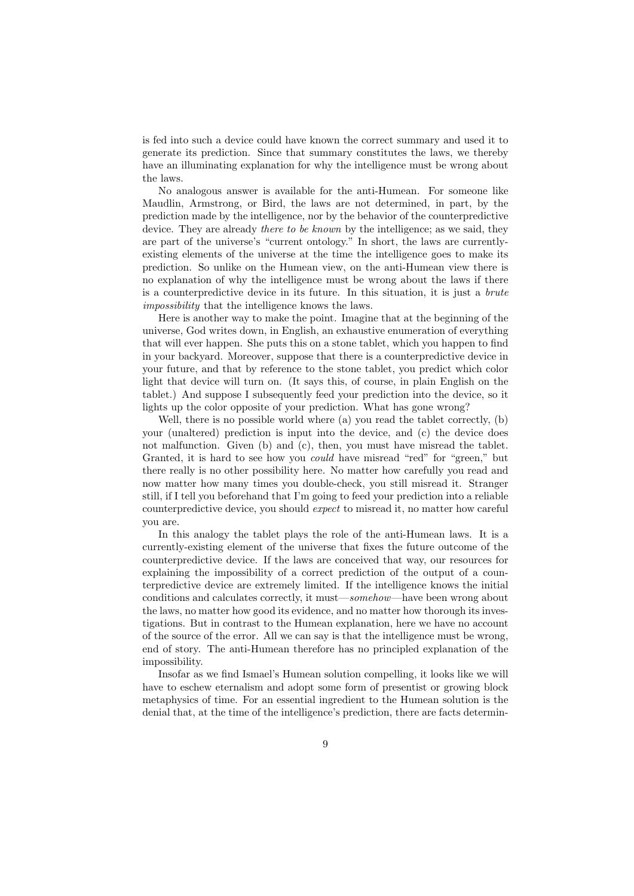is fed into such a device could have known the correct summary and used it to generate its prediction. Since that summary constitutes the laws, we thereby have an illuminating explanation for why the intelligence must be wrong about the laws.

No analogous answer is available for the anti-Humean. For someone like Maudlin, Armstrong, or Bird, the laws are not determined, in part, by the prediction made by the intelligence, nor by the behavior of the counterpredictive device. They are already *there to be known* by the intelligence; as we said, they are part of the universe's "current ontology." In short, the laws are currently-existing elements of the universe at the time the intelligence goes to make its prediction. So unlike on the Humean view, on the anti-Humean view there is no explanation of why the intelligence must be wrong about the laws if there is a counterpredictive device in its future. In this situation, it is just a *brute impossibility* that the intelligence knows the laws.

Here is another way to make the point. Imagine that at the beginning of the universe, God writes down, in English, an exhaustive enumeration of everything that will ever happen. She puts this on a stone tablet, which you happen to find in your backyard. Moreover, suppose that there is a counterpredictive device in your future, and that by reference to the stone tablet, you predict which color light that device will turn on. (It says this, of course, in plain English on the tablet.) And suppose I subsequently feed your prediction into the device, so it lights up the color opposite of your prediction. What has gone wrong?

Well, there is no possible world where (a) you read the tablet correctly, (b) your (unaltered) prediction is input into the device, and (c) the device does not malfunction. Given (b) and (c), then, you must have misread the tablet. Granted, it is hard to see how you *could* have misread "red" for "green," but there really is no other possibility here. No matter how carefully you read and now matter how many times you double-check, you still misread it. Stranger still, if I tell you beforehand that I'm going to feed your prediction into a reliable counterpredictive device, you should *expect* to misread it, no matter how careful you are.

In this analogy the tablet plays the role of the anti-Humean laws. It is a currently-existing element of the universe that fixes the future outcome of the counterpredictive device. If the laws are conceived that way, our resources for explaining the impossibility of a correct prediction of the output of a counterpredictive device are extremely limited. If the intelligence knows the initial conditions and calculates correctly, it must—*somehow*—have been wrong about the laws, no matter how good its evidence, and no matter how thorough its investigations. But in contrast to the Humean explanation, here we have no account of the source of the error. All we can say is that the intelligence must be wrong, end of story. The anti-Humean therefore has no principled explanation of the impossibility.

Insofar as we find Ismael's Humean solution compelling, it looks like we will have to eschew eternalism and adopt some form of presentist or growing block metaphysics of time. For an essential ingredient to the Humean solution is the denial that, at the time of the intelligence's prediction, there are facts determin-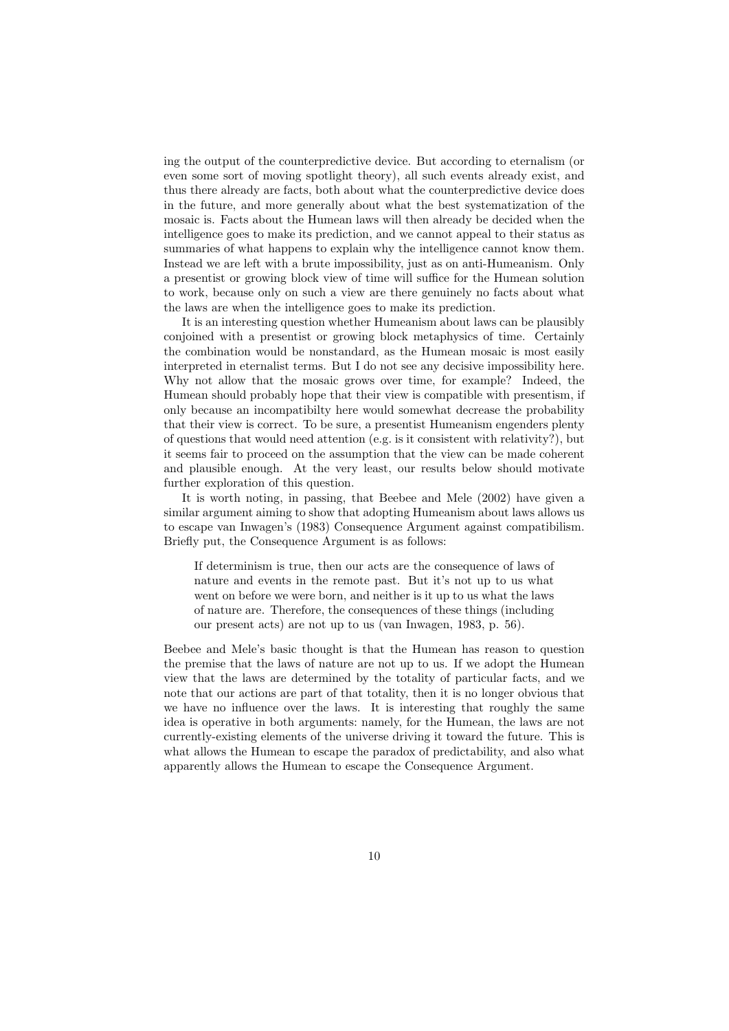ing the output of the counterpredictive device. But according to eternalism (or even some sort of moving spotlight theory), all such events already exist, and thus there already are facts, both about what the counterpredictive device does in the future, and more generally about what the best systematization of the mosaic is. Facts about the Humean laws will then already be decided when the intelligence goes to make its prediction, and we cannot appeal to their status as summaries of what happens to explain why the intelligence cannot know them. Instead we are left with a brute impossibility, just as on anti-Humeanism. Only a presentist or growing block view of time will suffice for the Humean solution to work, because only on such a view are there genuinely no facts about what the laws are when the intelligence goes to make its prediction.

It is an interesting question whether Humeanism about laws can be plausibly conjoined with a presentist or growing block metaphysics of time. Certainly the combination would be nonstandard, as the Humean mosaic is most easily interpreted in eternalist terms. But I do not see any decisive impossibility here. Why not allow that the mosaic grows over time, for example? Indeed, the Humean should probably hope that their view is compatible with presentism, if only because an incompatibilty here would somewhat decrease the probability that their view is correct. To be sure, a presentist Humeanism engenders plenty of questions that would need attention (e.g. is it consistent with relativity?), but it seems fair to proceed on the assumption that the view can be made coherent and plausible enough. At the very least, our results below should motivate further exploration of this question.

It is worth noting, in passing, that Beebee and Mele (2002) have given a similar argument aiming to show that adopting Humeanism about laws allows us to escape van Inwagen's (1983) Consequence Argument against compatibilism. Briefly put, the Consequence Argument is as follows:

> If determinism is true, then our acts are the consequence of laws of nature and events in the remote past. But it's not up to us what went on before we were born, and neither is it up to us what the laws of nature are. Therefore, the consequences of these things (including our present acts) are not up to us (van Inwagen, 1983, p. 56).

Beebee and Mele's basic thought is that the Humean has reason to question the premise that the laws of nature are not up to us. If we adopt the Humean view that the laws are determined by the totality of particular facts, and we note that our actions are part of that totality, then it is no longer obvious that we have no influence over the laws. It is interesting that roughly the same idea is operative in both arguments: namely, for the Humean, the laws are not currently-existing elements of the universe driving it toward the future. This is what allows the Humean to escape the paradox of predictability, and also what apparently allows the Humean to escape the Consequence Argument.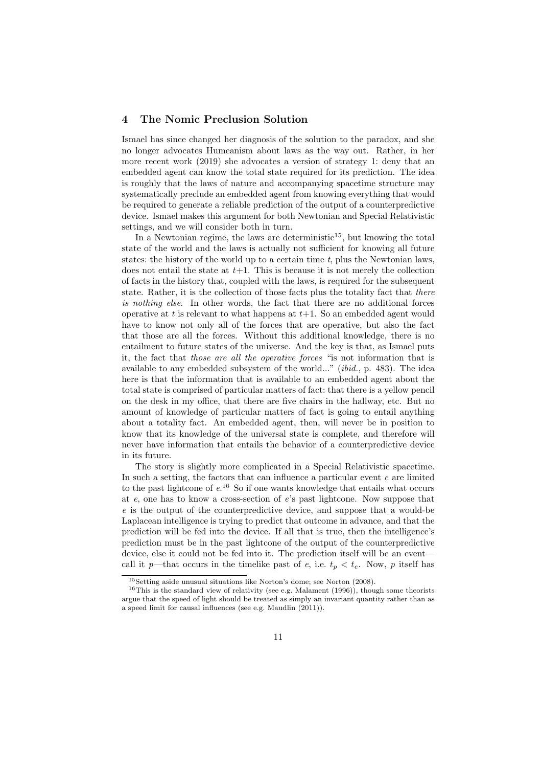## 4 The Nomic Preclusion Solution

Ismael has since changed her diagnosis of the solution to the paradox, and she no longer advocates Humeanism about laws as the way out. Rather, in her more recent work (2019) she advocates a version of strategy 1: deny that an embedded agent can know the total state required for its prediction. The idea is roughly that the laws of nature and accompanying spacetime structure may systematically preclude an embedded agent from knowing everything that would be required to generate a reliable prediction of the output of a counterpredictive device. Ismael makes this argument for both Newtonian and Special Relativistic settings, and we will consider both in turn.

In a Newtonian regime, the laws are deterministic[15], but knowing the total state of the world and the laws is actually not sufficient for knowing all future states: the history of the world up to a certain time $t$, plus the Newtonian laws, does not entail the state at $t+1$. This is because it is not merely the collection of facts in the history that, coupled with the laws, is required for the subsequent state. Rather, it is the collection of those facts plus the totality fact that *there is nothing else*. In other words, the fact that there are no additional forces operative at $t$ is relevant to what happens at $t+1$. So an embedded agent would have to know not only all of the forces that are operative, but also the fact that those are all the forces. Without this additional knowledge, there is no entailment to future states of the universe. And the key is that, as Ismael puts it, the fact that *those are all the operative forces* "is not information that is available to any embedded subsystem of the world..." (*ibid.*, p. 483). The idea here is that the information that is available to an embedded agent about the total state is comprised of particular matters of fact: that there is a yellow pencil on the desk in my office, that there are five chairs in the hallway, etc. But no amount of knowledge of particular matters of fact is going to entail anything about a totality fact. An embedded agent, then, will never be in position to know that its knowledge of the universal state is complete, and therefore will never have information that entails the behavior of a counterpredictive device in its future.

The story is slightly more complicated in a Special Relativistic spacetime. In such a setting, the factors that can influence a particular event $e$ are limited to the past lightcone of $e$.[16] So if one wants knowledge that entails what occurs at $e$, one has to know a cross-section of $e$'s past lightcone. Now suppose that $e$ is the output of the counterpredictive device, and suppose that a would-be Laplacean intelligence is trying to predict that outcome in advance, and that the prediction will be fed into the device. If all that is true, then the intelligence's prediction must be in the past lightcone of the output of the counterpredictive device, else it could not be fed into it. The prediction itself will be an event—call it $p$—that occurs in the timelike past of $e$, i.e. $t_p < t_e$. Now, $p$ itself has

[15] Setting aside unusual situations like Norton's dome; see Norton (2008).

[16] This is the standard view of relativity (see e.g. Malament (1996)), though some theorists argue that the speed of light should be treated as simply an invariant quantity rather than as a speed limit for causal influences (see e.g. Maudlin (2011)).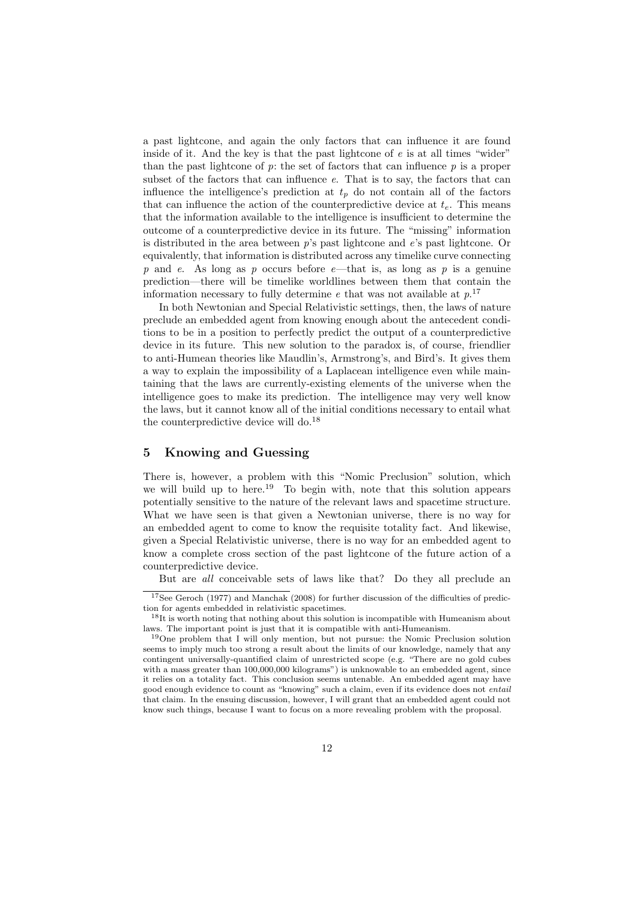a past lightcone, and again the only factors that can influence it are found inside of it. And the key is that the past lightcone of $e$ is at all times "wider" than the past lightcone of $p$: the set of factors that can influence $p$ is a proper subset of the factors that can influence $e$. That is to say, the factors that can influence the intelligence's prediction at $t_p$ do not contain all of the factors that can influence the action of the counterpredictive device at $t_e$. This means that the information available to the intelligence is insufficient to determine the outcome of a counterpredictive device in its future. The "missing" information is distributed in the area between $p$'s past lightcone and $e$'s past lightcone. Or equivalently, that information is distributed across any timelike curve connecting $p$ and $e$. As long as $p$ occurs before $e$—that is, as long as $p$ is a genuine prediction—there will be timelike worldlines between them that contain the information necessary to fully determine $e$ that was not available at $p$.[17]

In both Newtonian and Special Relativistic settings, then, the laws of nature preclude an embedded agent from knowing enough about the antecedent conditions to be in a position to perfectly predict the output of a counterpredictive device in its future. This new solution to the paradox is, of course, friendlier to anti-Humean theories like Maudlin's, Armstrong's, and Bird's. It gives them a way to explain the impossibility of a Laplacean intelligence even while maintaining that the laws are currently-existing elements of the universe when the intelligence goes to make its prediction. The intelligence may very well know the laws, but it cannot know all of the initial conditions necessary to entail what the counterpredictive device will do.[18]

## 5 Knowing and Guessing

There is, however, a problem with this "Nomic Preclusion" solution, which we will build up to here.[19] To begin with, note that this solution appears potentially sensitive to the nature of the relevant laws and spacetime structure. What we have seen is that given a Newtonian universe, there is no way for an embedded agent to come to know the requisite totality fact. And likewise, given a Special Relativistic universe, there is no way for an embedded agent to know a complete cross section of the past lightcone of the future action of a counterpredictive device.

But are *all* conceivable sets of laws like that? Do they all preclude an

[17] See Geroch (1977) and Manchak (2008) for further discussion of the difficulties of prediction for agents embedded in relativistic spacetimes.

[18] It is worth noting that nothing about this solution is incompatible with Humeanism about laws. The important point is just that it is compatible with anti-Humeanism.

[19] One problem that I will only mention, but not pursue: the Nomic Preclusion solution seems to imply much too strong a result about the limits of our knowledge, namely that any contingent universally-quantified claim of unrestricted scope (e.g. "There are no gold cubes with a mass greater than 100,000,000 kilograms") is unknowable to an embedded agent, since it relies on a totality fact. This conclusion seems untenable. An embedded agent may have good enough evidence to count as "knowing" such a claim, even if its evidence does not *entail* that claim. In the ensuing discussion, however, I will grant that an embedded agent could not know such things, because I want to focus on a more revealing problem with the proposal.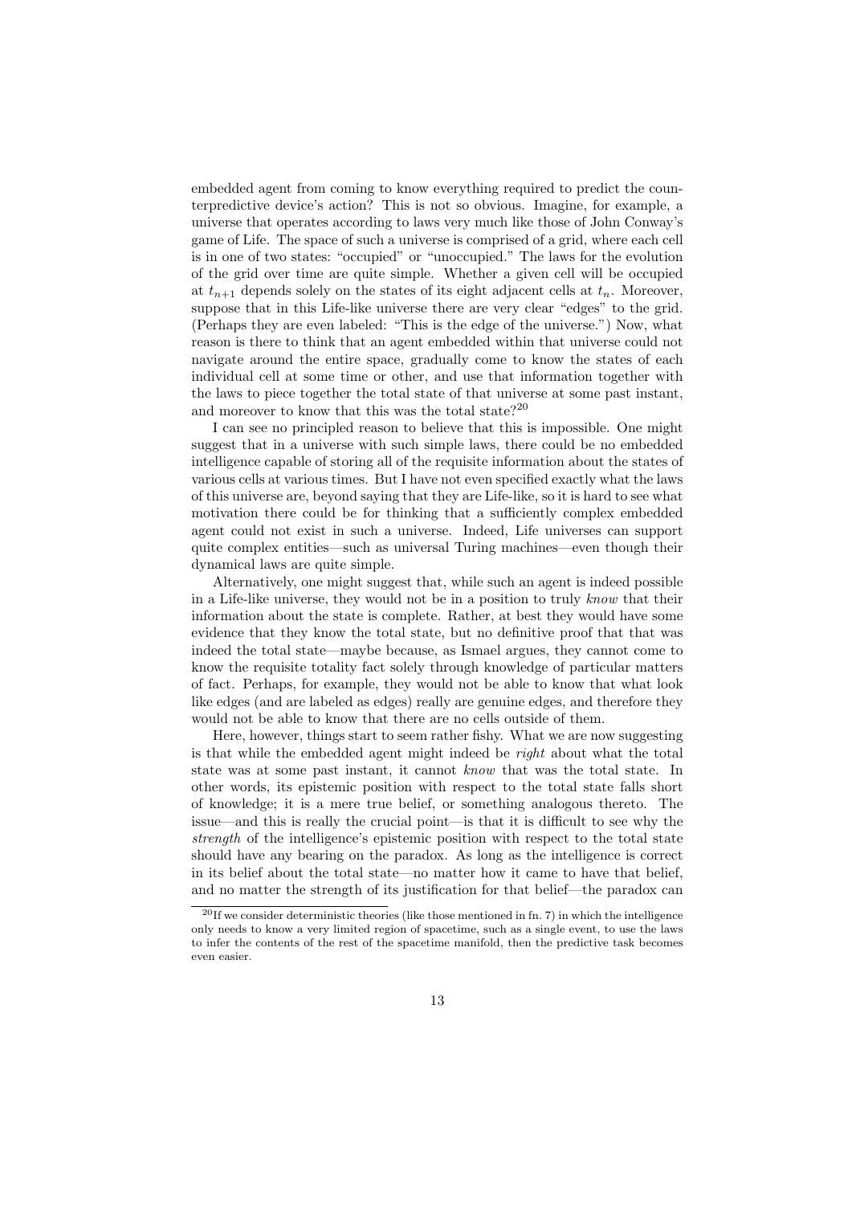embedded agent from coming to know everything required to predict the counterpredictive device's action? This is not so obvious. Imagine, for example, a universe that operates according to laws very much like those of John Conway's game of Life. The space of such a universe is comprised of a grid, where each cell is in one of two states: "occupied" or "unoccupied." The laws for the evolution of the grid over time are quite simple. Whether a given cell will be occupied at $t_{n+1}$ depends solely on the states of its eight adjacent cells at $t_n$. Moreover, suppose that in this Life-like universe there are very clear "edges" to the grid. (Perhaps they are even labeled: "This is the edge of the universe.") Now, what reason is there to think that an agent embedded within that universe could not navigate around the entire space, gradually come to know the states of each individual cell at some time or other, and use that information together with the laws to piece together the total state of that universe at some past instant, and moreover to know that this was the total state?[20]

I can see no principled reason to believe that this is impossible. One might suggest that in a universe with such simple laws, there could be no embedded intelligence capable of storing all of the requisite information about the states of various cells at various times. But I have not even specified exactly what the laws of this universe are, beyond saying that they are Life-like, so it is hard to see what motivation there could be for thinking that a sufficiently complex embedded agent could not exist in such a universe. Indeed, Life universes can support quite complex entities—such as universal Turing machines—even though their dynamical laws are quite simple.

Alternatively, one might suggest that, while such an agent is indeed possible in a Life-like universe, they would not be in a position to truly *know* that their information about the state is complete. Rather, at best they would have some evidence that they know the total state, but no definitive proof that that was indeed the total state—maybe because, as Ismael argues, they cannot come to know the requisite totality fact solely through knowledge of particular matters of fact. Perhaps, for example, they would not be able to know that what look like edges (and are labeled as edges) really are genuine edges, and therefore they would not be able to know that there are no cells outside of them.

Here, however, things start to seem rather fishy. What we are now suggesting is that while the embedded agent might indeed be *right* about what the total state was at some past instant, it cannot *know* that was the total state. In other words, its epistemic position with respect to the total state falls short of knowledge; it is a mere true belief, or something analogous thereto. The issue—and this is really the crucial point—is that it is difficult to see why the *strength* of the intelligence's epistemic position with respect to the total state should have any bearing on the paradox. As long as the intelligence is correct in its belief about the total state—no matter how it came to have that belief, and no matter the strength of its justification for that belief—the paradox can

[20] If we consider deterministic theories (like those mentioned in fn. 7) in which the intelligence only needs to know a very limited region of spacetime, such as a single event, to use the laws to infer the contents of the rest of the spacetime manifold, then the predictive task becomes even easier.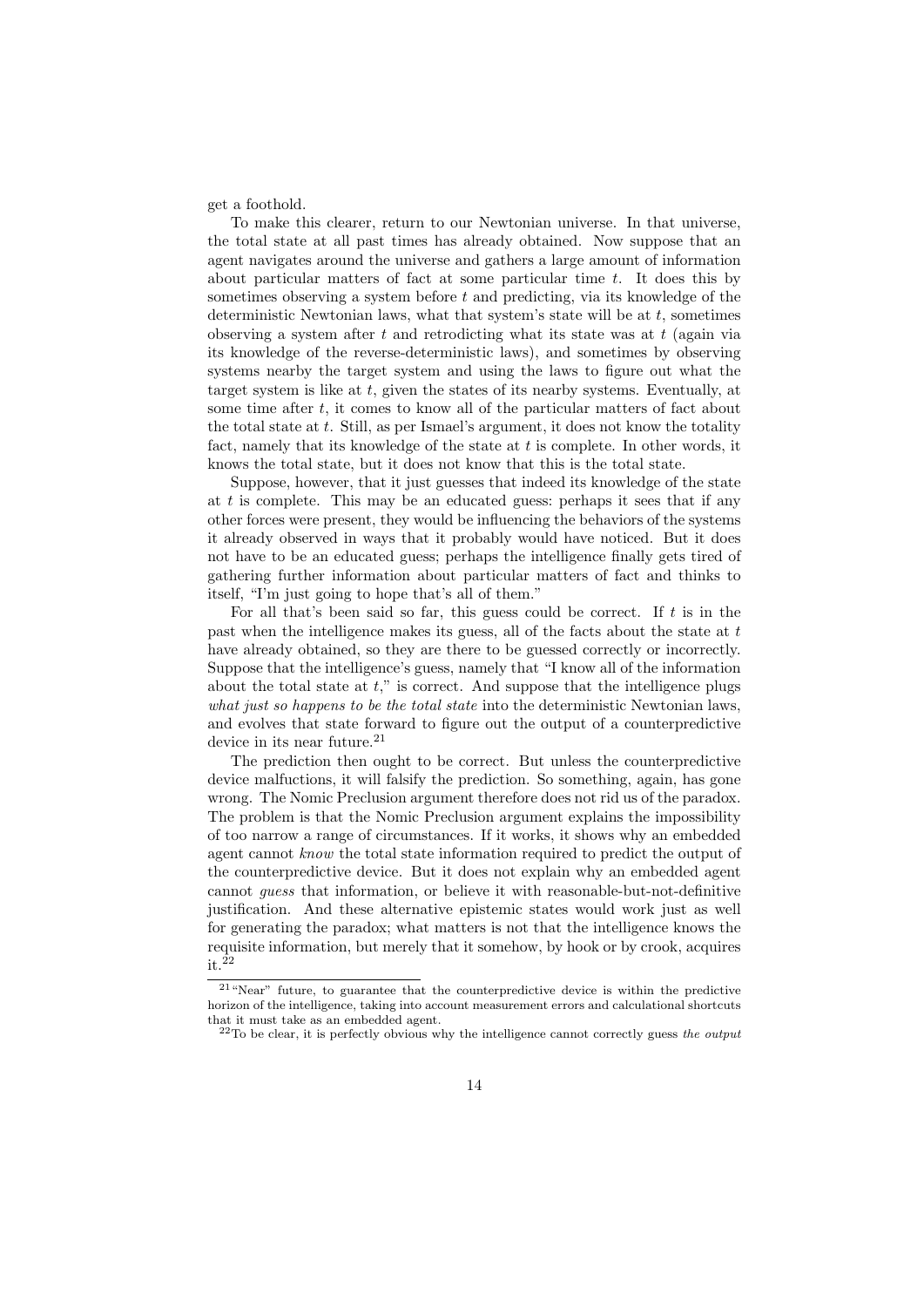get a foothold.

To make this clearer, return to our Newtonian universe. In that universe, the total state at all past times has already obtained. Now suppose that an agent navigates around the universe and gathers a large amount of information about particular matters of fact at some particular time $t$. It does this by sometimes observing a system before $t$ and predicting, via its knowledge of the deterministic Newtonian laws, what that system's state will be at $t$, sometimes observing a system after $t$ and retrodicting what its state was at $t$ (again via its knowledge of the reverse-deterministic laws), and sometimes by observing systems nearby the target system and using the laws to figure out what the target system is like at $t$, given the states of its nearby systems. Eventually, at some time after $t$, it comes to know all of the particular matters of fact about the total state at $t$. Still, as per Ismael's argument, it does not know the totality fact, namely that its knowledge of the state at $t$ is complete. In other words, it knows the total state, but it does not know that this is the total state.

Suppose, however, that it just guesses that indeed its knowledge of the state at $t$ is complete. This may be an educated guess: perhaps it sees that if any other forces were present, they would be influencing the behaviors of the systems it already observed in ways that it probably would have noticed. But it does not have to be an educated guess; perhaps the intelligence finally gets tired of gathering further information about particular matters of fact and thinks to itself, "I'm just going to hope that's all of them."

For all that's been said so far, this guess could be correct. If $t$ is in the past when the intelligence makes its guess, all of the facts about the state at $t$ have already obtained, so they are there to be guessed correctly or incorrectly. Suppose that the intelligence's guess, namely that "I know all of the information about the total state at $t$," is correct. And suppose that the intelligence plugs *what just so happens to be the total state* into the deterministic Newtonian laws, and evolves that state forward to figure out the output of a counterpredictive device in its near future.[21]

The prediction then ought to be correct. But unless the counterpredictive device malfuctions, it will falsify the prediction. So something, again, has gone wrong. The Nomic Preclusion argument therefore does not rid us of the paradox. The problem is that the Nomic Preclusion argument explains the impossibility of too narrow a range of circumstances. If it works, it shows why an embedded agent cannot *know* the total state information required to predict the output of the counterpredictive device. But it does not explain why an embedded agent cannot *guess* that information, or believe it with reasonable-but-not-definitive justification. And these alternative epistemic states would work just as well for generating the paradox; what matters is not that the intelligence knows the requisite information, but merely that it somehow, by hook or by crook, acquires it.[22]

[21] "Near" future, to guarantee that the counterpredictive device is within the predictive horizon of the intelligence, taking into account measurement errors and calculational shortcuts that it must take as an embedded agent.

[22] To be clear, it is perfectly obvious why the intelligence cannot correctly guess *the output*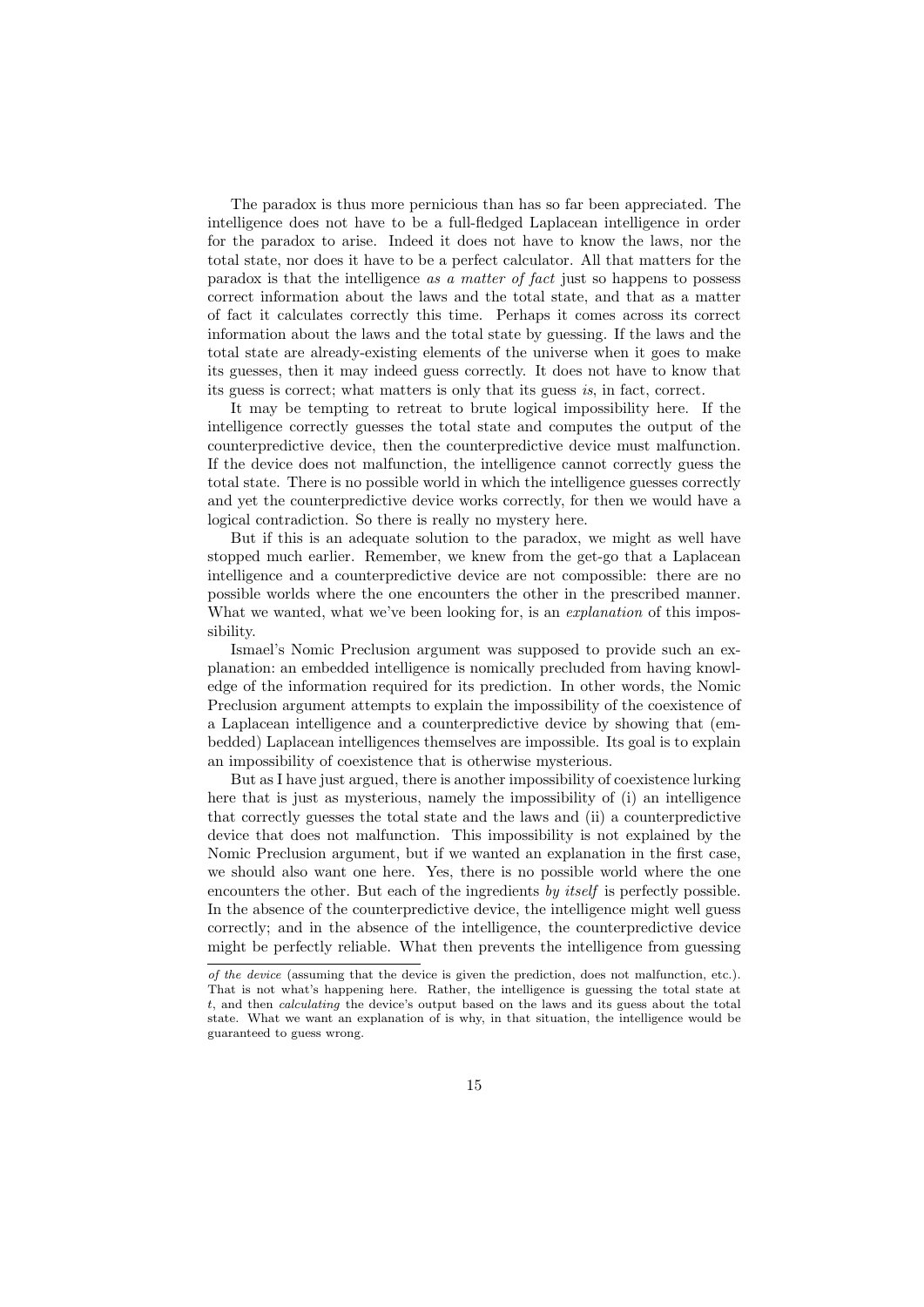The paradox is thus more pernicious than has so far been appreciated. The intelligence does not have to be a full-fledged Laplacean intelligence in order for the paradox to arise. Indeed it does not have to know the laws, nor the total state, nor does it have to be a perfect calculator. All that matters for the paradox is that the intelligence *as a matter of fact* just so happens to possess correct information about the laws and the total state, and that as a matter of fact it calculates correctly this time. Perhaps it comes across its correct information about the laws and the total state by guessing. If the laws and the total state are already-existing elements of the universe when it goes to make its guesses, then it may indeed guess correctly. It does not have to know that its guess is correct; what matters is only that its guess *is*, in fact, correct.

It may be tempting to retreat to brute logical impossibility here. If the intelligence correctly guesses the total state and computes the output of the counterpredictive device, then the counterpredictive device must malfunction. If the device does not malfunction, the intelligence cannot correctly guess the total state. There is no possible world in which the intelligence guesses correctly and yet the counterpredictive device works correctly, for then we would have a logical contradiction. So there is really no mystery here.

But if this is an adequate solution to the paradox, we might as well have stopped much earlier. Remember, we knew from the get-go that a Laplacean intelligence and a counterpredictive device are not compossible: there are no possible worlds where the one encounters the other in the prescribed manner. What we wanted, what we've been looking for, is an *explanation* of this impossibility.

Ismael's Nomic Preclusion argument was supposed to provide such an explanation: an embedded intelligence is nomically precluded from having knowledge of the information required for its prediction. In other words, the Nomic Preclusion argument attempts to explain the impossibility of the coexistence of a Laplacean intelligence and a counterpredictive device by showing that (embedded) Laplacean intelligences themselves are impossible. Its goal is to explain an impossibility of coexistence that is otherwise mysterious.

But as I have just argued, there is another impossibility of coexistence lurking here that is just as mysterious, namely the impossibility of (i) an intelligence that correctly guesses the total state and the laws and (ii) a counterpredictive device that does not malfunction. This impossibility is not explained by the Nomic Preclusion argument, but if we wanted an explanation in the first case, we should also want one here. Yes, there is no possible world where the one encounters the other. But each of the ingredients *by itself* is perfectly possible. In the absence of the counterpredictive device, the intelligence might well guess correctly; and in the absence of the intelligence, the counterpredictive device might be perfectly reliable. What then prevents the intelligence from guessing

*of the device* (assuming that the device is given the prediction, does not malfunction, etc.). That is not what's happening here. Rather, the intelligence is guessing the total state at $t$, and then *calculating* the device's output based on the laws and its guess about the total state. What we want an explanation of is why, in that situation, the intelligence would be guaranteed to guess wrong.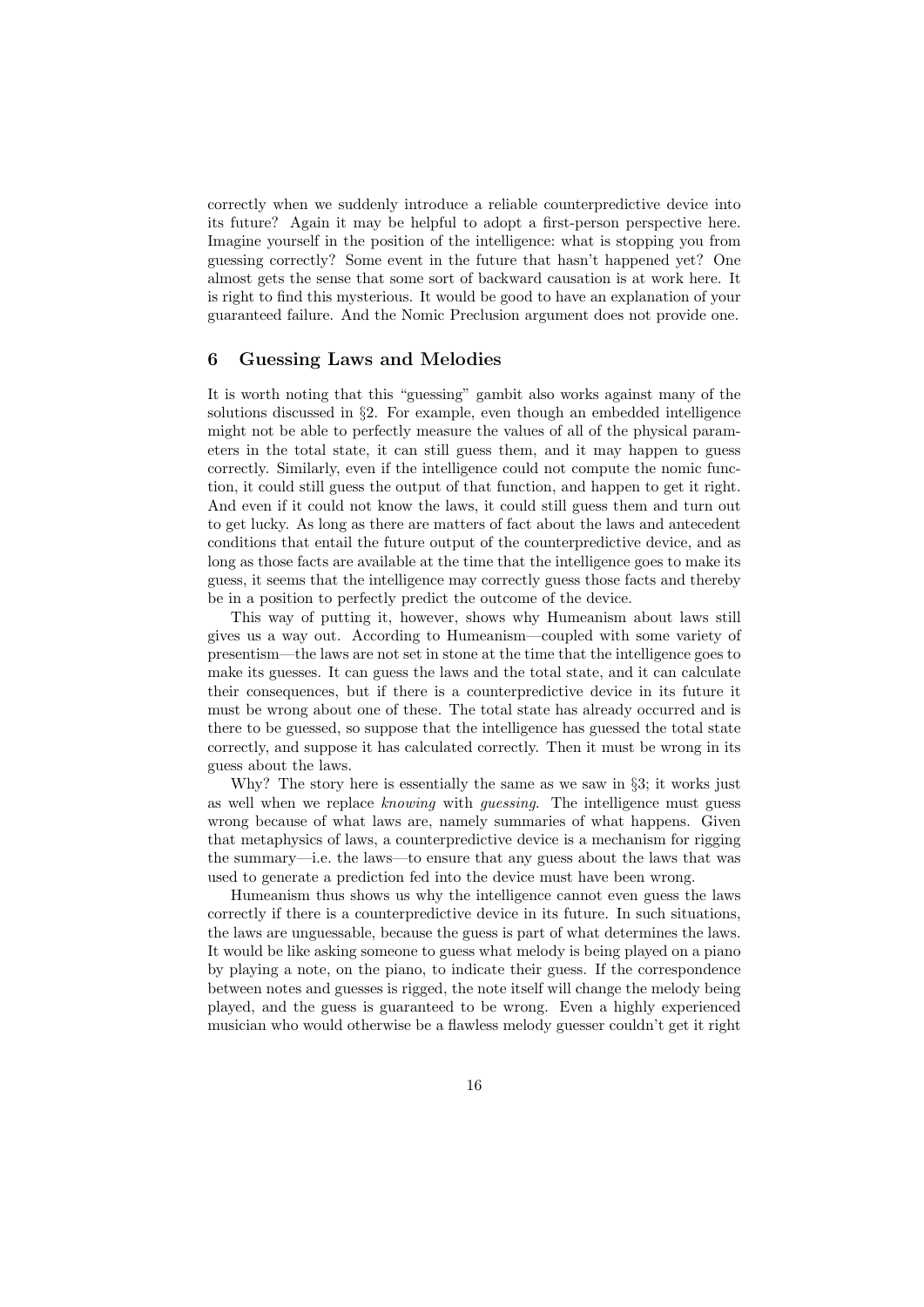correctly when we suddenly introduce a reliable counterpredictive device into its future? Again it may be helpful to adopt a first-person perspective here. Imagine yourself in the position of the intelligence: what is stopping you from guessing correctly? Some event in the future that hasn't happened yet? One almost gets the sense that some sort of backward causation is at work here. It is right to find this mysterious. It would be good to have an explanation of your guaranteed failure. And the Nomic Preclusion argument does not provide one.

## 6 Guessing Laws and Melodies

It is worth noting that this "guessing" gambit also works against many of the solutions discussed in §2. For example, even though an embedded intelligence might not be able to perfectly measure the values of all of the physical parameters in the total state, it can still guess them, and it may happen to guess correctly. Similarly, even if the intelligence could not compute the nomic function, it could still guess the output of that function, and happen to get it right. And even if it could not know the laws, it could still guess them and turn out to get lucky. As long as there are matters of fact about the laws and antecedent conditions that entail the future output of the counterpredictive device, and as long as those facts are available at the time that the intelligence goes to make its guess, it seems that the intelligence may correctly guess those facts and thereby be in a position to perfectly predict the outcome of the device.

This way of putting it, however, shows why Humeanism about laws still gives us a way out. According to Humeanism—coupled with some variety of presentism—the laws are not set in stone at the time that the intelligence goes to make its guesses. It can guess the laws and the total state, and it can calculate their consequences, but if there is a counterpredictive device in its future it must be wrong about one of these. The total state has already occurred and is there to be guessed, so suppose that the intelligence has guessed the total state correctly, and suppose it has calculated correctly. Then it must be wrong in its guess about the laws.

Why? The story here is essentially the same as we saw in §3; it works just as well when we replace *knowing* with *guessing*. The intelligence must guess wrong because of what laws are, namely summaries of what happens. Given that metaphysics of laws, a counterpredictive device is a mechanism for rigging the summary—i.e. the laws—to ensure that any guess about the laws that was used to generate a prediction fed into the device must have been wrong.

Humeanism thus shows us why the intelligence cannot even guess the laws correctly if there is a counterpredictive device in its future. In such situations, the laws are unguessable, because the guess is part of what determines the laws. It would be like asking someone to guess what melody is being played on a piano by playing a note, on the piano, to indicate their guess. If the correspondence between notes and guesses is rigged, the note itself will change the melody being played, and the guess is guaranteed to be wrong. Even a highly experienced musician who would otherwise be a flawless melody guesser couldn't get it right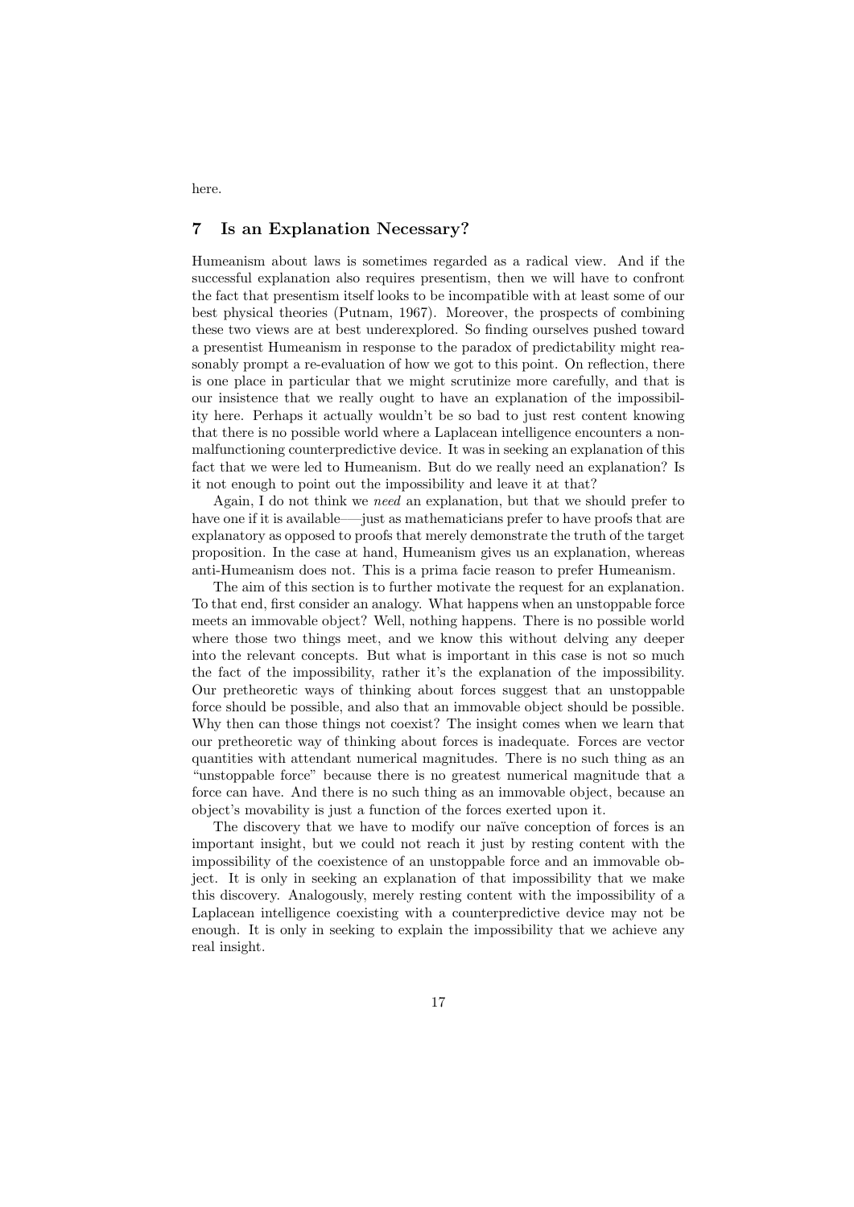here.

## 7 Is an Explanation Necessary?

Humeanism about laws is sometimes regarded as a radical view. And if the successful explanation also requires presentism, then we will have to confront the fact that presentism itself looks to be incompatible with at least some of our best physical theories (Putnam, 1967). Moreover, the prospects of combining these two views are at best underexplored. So finding ourselves pushed toward a presentist Humeanism in response to the paradox of predictability might reasonably prompt a re-evaluation of how we got to this point. On reflection, there is one place in particular that we might scrutinize more carefully, and that is our insistence that we really ought to have an explanation of the impossibility here. Perhaps it actually wouldn't be so bad to just rest content knowing that there is no possible world where a Laplacean intelligence encounters a non-malfunctioning counterpredictive device. It was in seeking an explanation of this fact that we were led to Humeanism. But do we really need an explanation? Is it not enough to point out the impossibility and leave it at that?

Again, I do not think we *need* an explanation, but that we should prefer to have one if it is available—–just as mathematicians prefer to have proofs that are explanatory as opposed to proofs that merely demonstrate the truth of the target proposition. In the case at hand, Humeanism gives us an explanation, whereas anti-Humeanism does not. This is a prima facie reason to prefer Humeanism.

The aim of this section is to further motivate the request for an explanation. To that end, first consider an analogy. What happens when an unstoppable force meets an immovable object? Well, nothing happens. There is no possible world where those two things meet, and we know this without delving any deeper into the relevant concepts. But what is important in this case is not so much the fact of the impossibility, rather it's the explanation of the impossibility. Our pretheoretic ways of thinking about forces suggest that an unstoppable force should be possible, and also that an immovable object should be possible. Why then can those things not coexist? The insight comes when we learn that our pretheoretic way of thinking about forces is inadequate. Forces are vector quantities with attendant numerical magnitudes. There is no such thing as an "unstoppable force" because there is no greatest numerical magnitude that a force can have. And there is no such thing as an immovable object, because an object's movability is just a function of the forces exerted upon it.

The discovery that we have to modify our naïve conception of forces is an important insight, but we could not reach it just by resting content with the impossibility of the coexistence of an unstoppable force and an immovable object. It is only in seeking an explanation of that impossibility that we make this discovery. Analogously, merely resting content with the impossibility of a Laplacean intelligence coexisting with a counterpredictive device may not be enough. It is only in seeking to explain the impossibility that we achieve any real insight.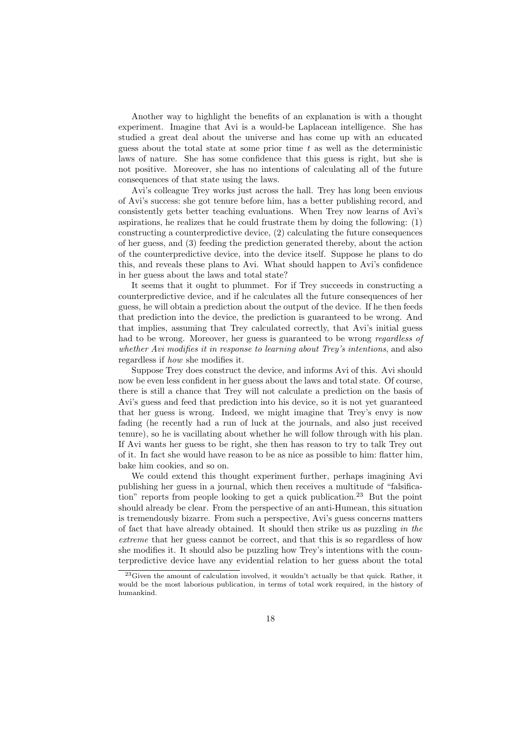Another way to highlight the benefits of an explanation is with a thought experiment. Imagine that Avi is a would-be Laplacean intelligence. She has studied a great deal about the universe and has come up with an educated guess about the total state at some prior time $t$ as well as the deterministic laws of nature. She has some confidence that this guess is right, but she is not positive. Moreover, she has no intentions of calculating all of the future consequences of that state using the laws.

Avi's colleague Trey works just across the hall. Trey has long been envious of Avi's success: she got tenure before him, has a better publishing record, and consistently gets better teaching evaluations. When Trey now learns of Avi's aspirations, he realizes that he could frustrate them by doing the following: (1) constructing a counterpredictive device, (2) calculating the future consequences of her guess, and (3) feeding the prediction generated thereby, about the action of the counterpredictive device, into the device itself. Suppose he plans to do this, and reveals these plans to Avi. What should happen to Avi's confidence in her guess about the laws and total state?

It seems that it ought to plummet. For if Trey succeeds in constructing a counterpredictive device, and if he calculates all the future consequences of her guess, he will obtain a prediction about the output of the device. If he then feeds that prediction into the device, the prediction is guaranteed to be wrong. And that implies, assuming that Trey calculated correctly, that Avi's initial guess had to be wrong. Moreover, her guess is guaranteed to be wrong *regardless of whether Avi modifies it in response to learning about Trey's intentions*, and also regardless if *how* she modifies it.

Suppose Trey does construct the device, and informs Avi of this. Avi should now be even less confident in her guess about the laws and total state. Of course, there is still a chance that Trey will not calculate a prediction on the basis of Avi's guess and feed that prediction into his device, so it is not yet guaranteed that her guess is wrong. Indeed, we might imagine that Trey's envy is now fading (he recently had a run of luck at the journals, and also just received tenure), so he is vacillating about whether he will follow through with his plan. If Avi wants her guess to be right, she then has reason to try to talk Trey out of it. In fact she would have reason to be as nice as possible to him: flatter him, bake him cookies, and so on.

We could extend this thought experiment further, perhaps imagining Avi publishing her guess in a journal, which then receives a multitude of "falsification" reports from people looking to get a quick publication.[23] But the point should already be clear. From the perspective of an anti-Humean, this situation is tremendously bizarre. From such a perspective, Avi's guess concerns matters of fact that have already obtained. It should then strike us as puzzling *in the extreme* that her guess cannot be correct, and that this is so regardless of how she modifies it. It should also be puzzling how Trey's intentions with the counterpredictive device have any evidential relation to her guess about the total

[23]Given the amount of calculation involved, it wouldn't actually be that quick. Rather, it would be the most laborious publication, in terms of total work required, in the history of humankind.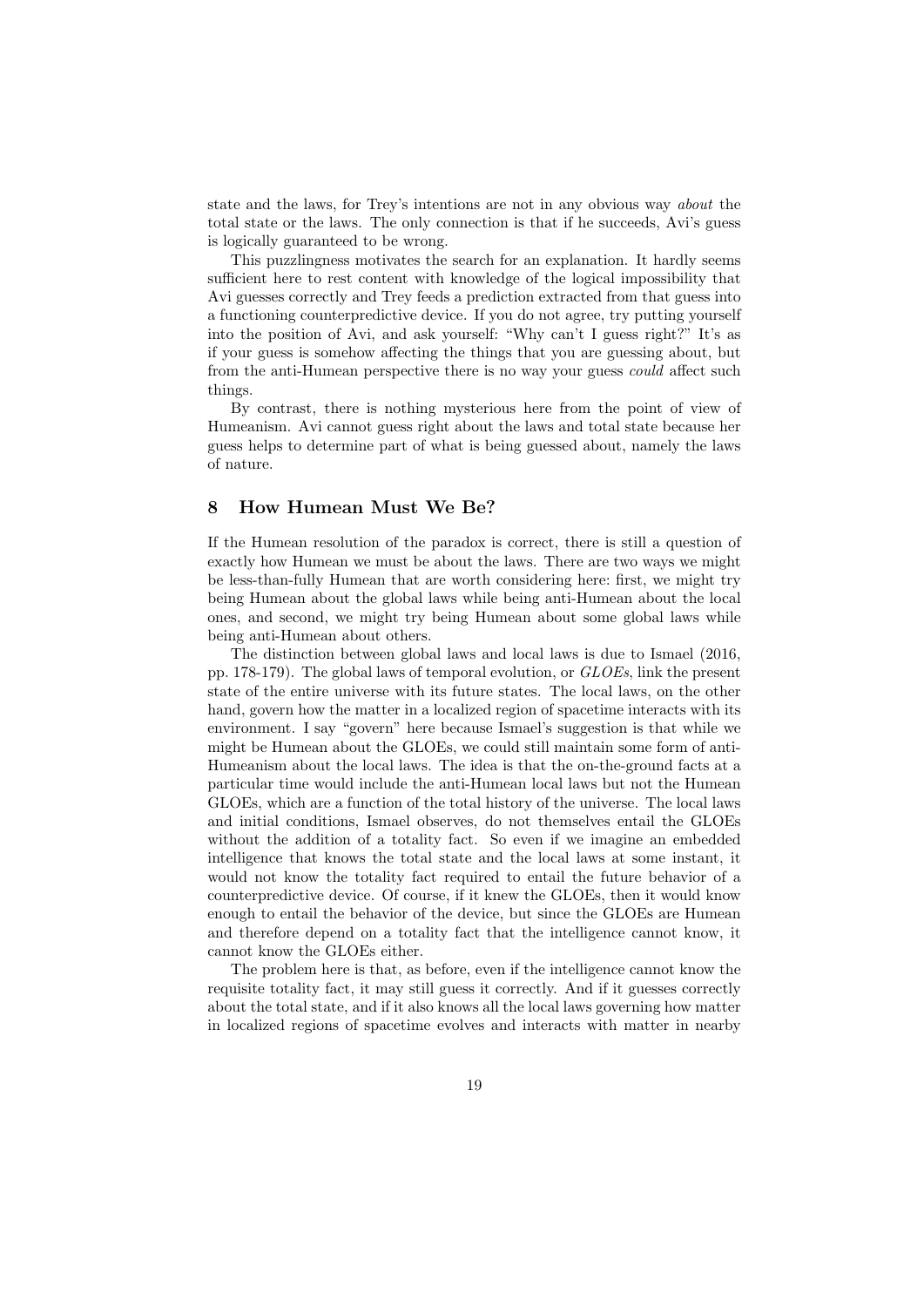state and the laws, for Trey's intentions are not in any obvious way *about* the total state or the laws. The only connection is that if he succeeds, Avi's guess is logically guaranteed to be wrong.

This puzzlingness motivates the search for an explanation. It hardly seems sufficient here to rest content with knowledge of the logical impossibility that Avi guesses correctly and Trey feeds a prediction extracted from that guess into a functioning counterpredictive device. If you do not agree, try putting yourself into the position of Avi, and ask yourself: "Why can't I guess right?" It's as if your guess is somehow affecting the things that you are guessing about, but from the anti-Humean perspective there is no way your guess *could* affect such things.

By contrast, there is nothing mysterious here from the point of view of Humeanism. Avi cannot guess right about the laws and total state because her guess helps to determine part of what is being guessed about, namely the laws of nature.

## 8 How Humean Must We Be?

If the Humean resolution of the paradox is correct, there is still a question of exactly how Humean we must be about the laws. There are two ways we might be less-than-fully Humean that are worth considering here: first, we might try being Humean about the global laws while being anti-Humean about the local ones, and second, we might try being Humean about some global laws while being anti-Humean about others.

The distinction between global laws and local laws is due to Ismael (2016, pp. 178-179). The global laws of temporal evolution, or *GLOEs*, link the present state of the entire universe with its future states. The local laws, on the other hand, govern how the matter in a localized region of spacetime interacts with its environment. I say "govern" here because Ismael's suggestion is that while we might be Humean about the GLOEs, we could still maintain some form of anti-Humeanism about the local laws. The idea is that the on-the-ground facts at a particular time would include the anti-Humean local laws but not the Humean GLOEs, which are a function of the total history of the universe. The local laws and initial conditions, Ismael observes, do not themselves entail the GLOEs without the addition of a totality fact. So even if we imagine an embedded intelligence that knows the total state and the local laws at some instant, it would not know the totality fact required to entail the future behavior of a counterpredictive device. Of course, if it knew the GLOEs, then it would know enough to entail the behavior of the device, but since the GLOEs are Humean and therefore depend on a totality fact that the intelligence cannot know, it cannot know the GLOEs either.

The problem here is that, as before, even if the intelligence cannot know the requisite totality fact, it may still guess it correctly. And if it guesses correctly about the total state, and if it also knows all the local laws governing how matter in localized regions of spacetime evolves and interacts with matter in nearby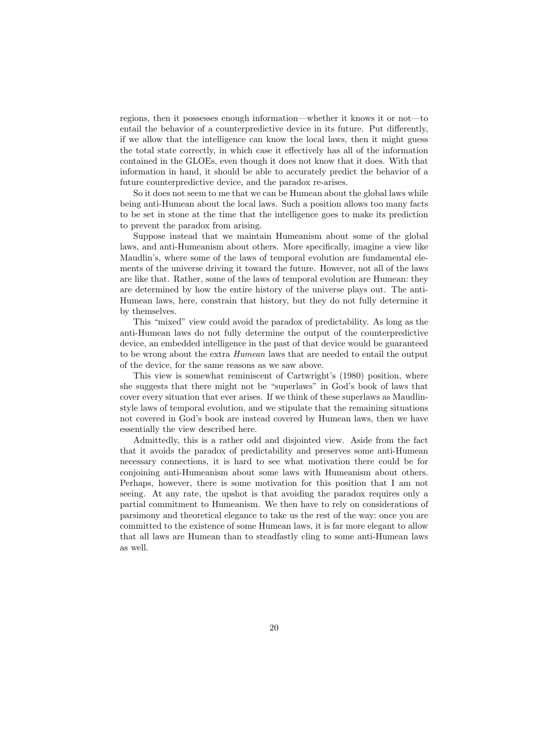regions, then it possesses enough information—whether it knows it or not—to entail the behavior of a counterpredictive device in its future. Put differently, if we allow that the intelligence can know the local laws, then it might guess the total state correctly, in which case it effectively has all of the information contained in the GLOEs, even though it does not know that it does. With that information in hand, it should be able to accurately predict the behavior of a future counterpredictive device, and the paradox re-arises.

So it does not seem to me that we can be Humean about the global laws while being anti-Humean about the local laws. Such a position allows too many facts to be set in stone at the time that the intelligence goes to make its prediction to prevent the paradox from arising.

Suppose instead that we maintain Humeanism about some of the global laws, and anti-Humeanism about others. More specifically, imagine a view like Maudlin's, where some of the laws of temporal evolution are fundamental elements of the universe driving it toward the future. However, not all of the laws are like that. Rather, some of the laws of temporal evolution are Humean: they are determined by how the entire history of the universe plays out. The anti-Humean laws, here, constrain that history, but they do not fully determine it by themselves.

This "mixed" view could avoid the paradox of predictability. As long as the anti-Humean laws do not fully determine the output of the counterpredictive device, an embedded intelligence in the past of that device would be guaranteed to be wrong about the extra *Humean* laws that are needed to entail the output of the device, for the same reasons as we saw above.

This view is somewhat reminiscent of Cartwright's (1980) position, where she suggests that there might not be "superlaws" in God's book of laws that cover every situation that ever arises. If we think of these superlaws as Maudlin-style laws of temporal evolution, and we stipulate that the remaining situations not covered in God's book are instead covered by Humean laws, then we have essentially the view described here.

Admittedly, this is a rather odd and disjointed view. Aside from the fact that it avoids the paradox of predictability and preserves some anti-Humean necessary connections, it is hard to see what motivation there could be for conjoining anti-Humeanism about some laws with Humeanism about others. Perhaps, however, there is some motivation for this position that I am not seeing. At any rate, the upshot is that avoiding the paradox requires only a partial commitment to Humeanism. We then have to rely on considerations of parsimony and theoretical elegance to take us the rest of the way: once you are committed to the existence of some Humean laws, it is far more elegant to allow that all laws are Humean than to steadfastly cling to some anti-Humean laws as well.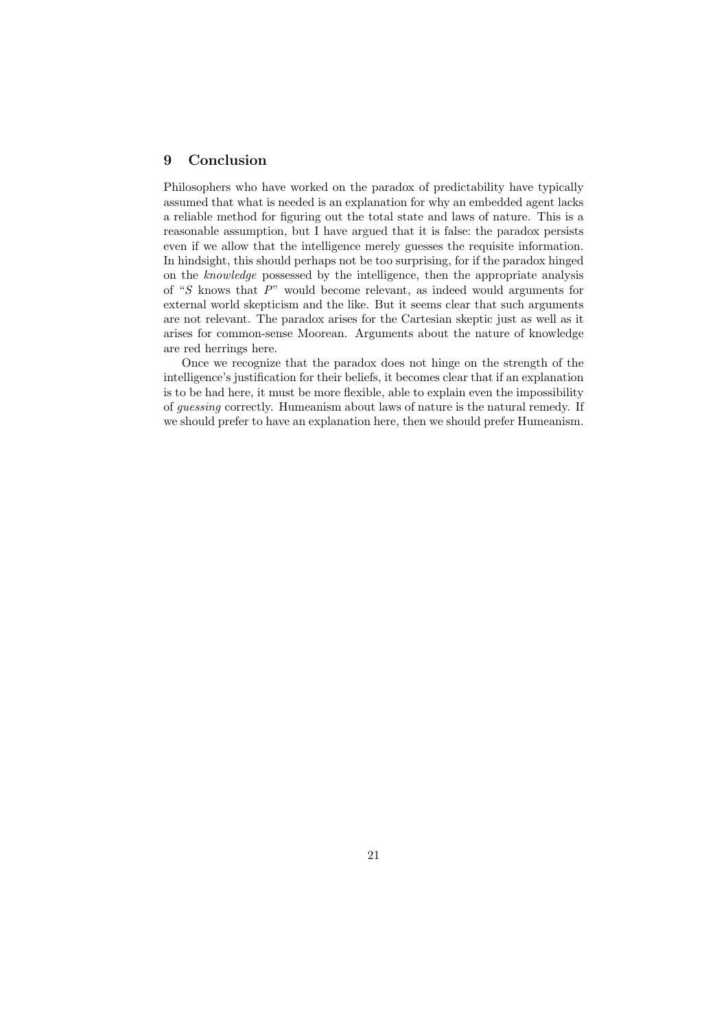## 9 Conclusion

Philosophers who have worked on the paradox of predictability have typically assumed that what is needed is an explanation for why an embedded agent lacks a reliable method for figuring out the total state and laws of nature. This is a reasonable assumption, but I have argued that it is false: the paradox persists even if we allow that the intelligence merely guesses the requisite information. In hindsight, this should perhaps not be too surprising, for if the paradox hinged on the *knowledge* possessed by the intelligence, then the appropriate analysis of "$S$ knows that $P$" would become relevant, as indeed would arguments for external world skepticism and the like. But it seems clear that such arguments are not relevant. The paradox arises for the Cartesian skeptic just as well as it arises for common-sense Moorean. Arguments about the nature of knowledge are red herrings here.

Once we recognize that the paradox does not hinge on the strength of the intelligence's justification for their beliefs, it becomes clear that if an explanation is to be had here, it must be more flexible, able to explain even the impossibility of *guessing* correctly. Humeanism about laws of nature is the natural remedy. If we should prefer to have an explanation here, then we should prefer Humeanism.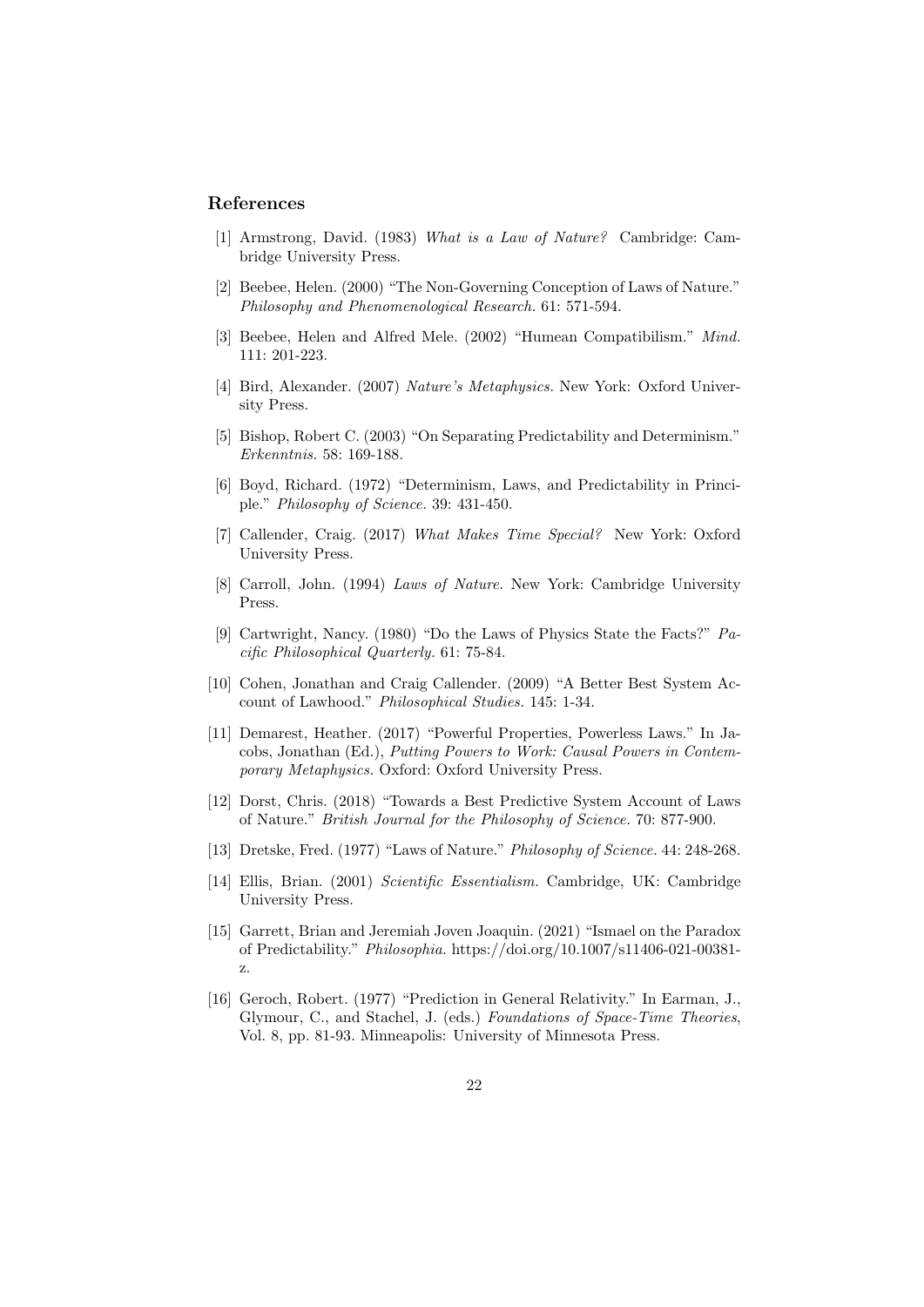## References

[1] Armstrong, David. (1983) *What is a Law of Nature?* Cambridge: Cambridge University Press.

[2] Beebee, Helen. (2000) "The Non-Governing Conception of Laws of Nature." *Philosophy and Phenomenological Research.* 61: 571-594.

[3] Beebee, Helen and Alfred Mele. (2002) "Humean Compatibilism." *Mind.* 111: 201-223.

[4] Bird, Alexander. (2007) *Nature's Metaphysics.* New York: Oxford University Press.

[5] Bishop, Robert C. (2003) "On Separating Predictability and Determinism." *Erkenntnis.* 58: 169-188.

[6] Boyd, Richard. (1972) "Determinism, Laws, and Predictability in Principle." *Philosophy of Science.* 39: 431-450.

[7] Callender, Craig. (2017) *What Makes Time Special?* New York: Oxford University Press.

[8] Carroll, John. (1994) *Laws of Nature.* New York: Cambridge University Press.

[9] Cartwright, Nancy. (1980) "Do the Laws of Physics State the Facts?" *Pacific Philosophical Quarterly.* 61: 75-84.

[10] Cohen, Jonathan and Craig Callender. (2009) "A Better Best System Account of Lawhood." *Philosophical Studies.* 145: 1-34.

[11] Demarest, Heather. (2017) "Powerful Properties, Powerless Laws." In Jacobs, Jonathan (Ed.), *Putting Powers to Work: Causal Powers in Contemporary Metaphysics.* Oxford: Oxford University Press.

[12] Dorst, Chris. (2018) "Towards a Best Predictive System Account of Laws of Nature." *British Journal for the Philosophy of Science.* 70: 877-900.

[13] Dretske, Fred. (1977) "Laws of Nature." *Philosophy of Science.* 44: 248-268.

[14] Ellis, Brian. (2001) *Scientific Essentialism.* Cambridge, UK: Cambridge University Press.

[15] Garrett, Brian and Jeremiah Joven Joaquin. (2021) "Ismael on the Paradox of Predictability." *Philosophia.* https://doi.org/10.1007/s11406-021-00381-z.

[16] Geroch, Robert. (1977) "Prediction in General Relativity." In Earman, J., Glymour, C., and Stachel, J. (eds.) *Foundations of Space-Time Theories*, Vol. 8, pp. 81-93. Minneapolis: University of Minnesota Press.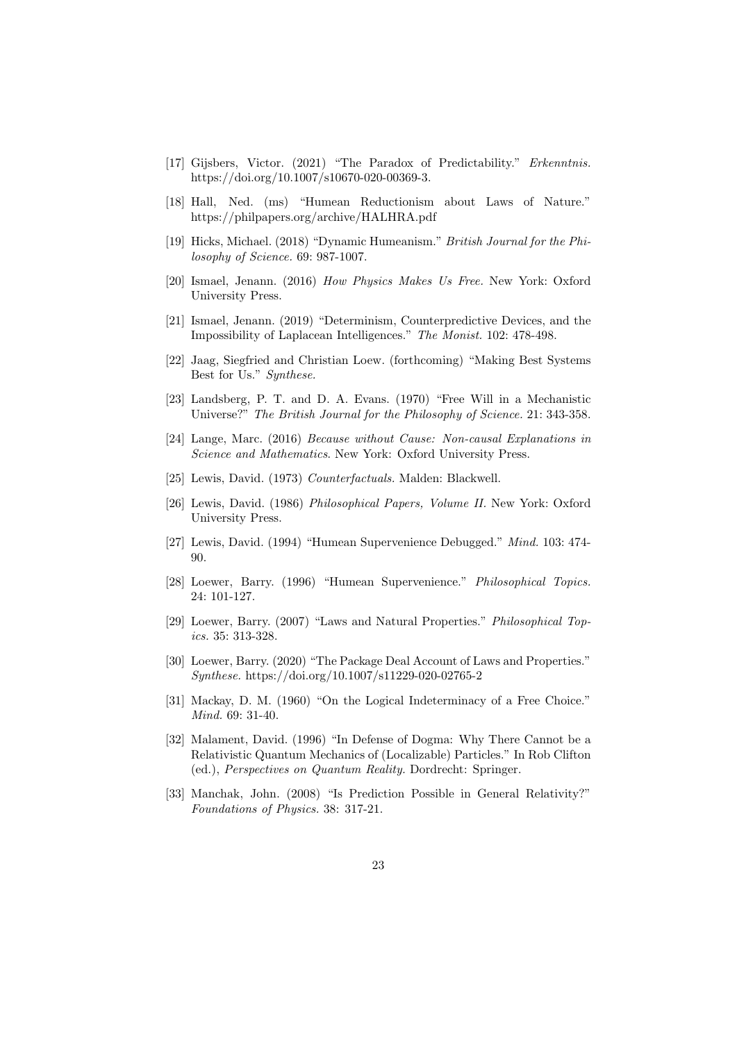[17] Gijsbers, Victor. (2021) "The Paradox of Predictability." *Erkenntnis.* https://doi.org/10.1007/s10670-020-00369-3.

[18] Hall, Ned. (ms) "Humean Reductionism about Laws of Nature." https://philpapers.org/archive/HALHRA.pdf

[19] Hicks, Michael. (2018) "Dynamic Humeanism." *British Journal for the Philosophy of Science.* 69: 987-1007.

[20] Ismael, Jenann. (2016) *How Physics Makes Us Free.* New York: Oxford University Press.

[21] Ismael, Jenann. (2019) "Determinism, Counterpredictive Devices, and the Impossibility of Laplacean Intelligences." *The Monist.* 102: 478-498.

[22] Jaag, Siegfried and Christian Loew. (forthcoming) "Making Best Systems Best for Us." *Synthese.*

[23] Landsberg, P. T. and D. A. Evans. (1970) "Free Will in a Mechanistic Universe?" *The British Journal for the Philosophy of Science.* 21: 343-358.

[24] Lange, Marc. (2016) *Because without Cause: Non-causal Explanations in Science and Mathematics*. New York: Oxford University Press.

[25] Lewis, David. (1973) *Counterfactuals.* Malden: Blackwell.

[26] Lewis, David. (1986) *Philosophical Papers, Volume II.* New York: Oxford University Press.

[27] Lewis, David. (1994) "Humean Supervenience Debugged." *Mind.* 103: 474-90.

[28] Loewer, Barry. (1996) "Humean Supervenience." *Philosophical Topics.* 24: 101-127.

[29] Loewer, Barry. (2007) "Laws and Natural Properties." *Philosophical Topics.* 35: 313-328.

[30] Loewer, Barry. (2020) "The Package Deal Account of Laws and Properties." *Synthese.* https://doi.org/10.1007/s11229-020-02765-2

[31] Mackay, D. M. (1960) "On the Logical Indeterminacy of a Free Choice." *Mind.* 69: 31-40.

[32] Malament, David. (1996) "In Defense of Dogma: Why There Cannot be a Relativistic Quantum Mechanics of (Localizable) Particles." In Rob Clifton (ed.), *Perspectives on Quantum Reality.* Dordrecht: Springer.

[33] Manchak, John. (2008) "Is Prediction Possible in General Relativity?" *Foundations of Physics.* 38: 317-21.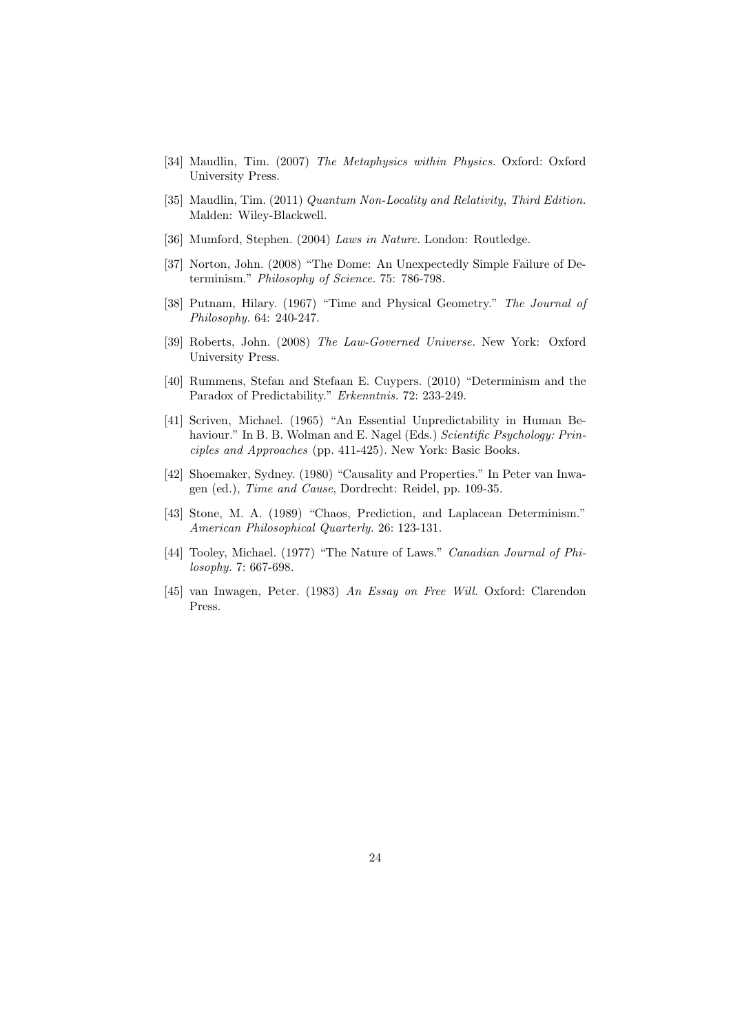[34] Maudlin, Tim. (2007) *The Metaphysics within Physics.* Oxford: Oxford University Press.

[35] Maudlin, Tim. (2011) *Quantum Non-Locality and Relativity, Third Edition.* Malden: Wiley-Blackwell.

[36] Mumford, Stephen. (2004) *Laws in Nature.* London: Routledge.

[37] Norton, John. (2008) "The Dome: An Unexpectedly Simple Failure of Determinism." *Philosophy of Science.* 75: 786-798.

[38] Putnam, Hilary. (1967) "Time and Physical Geometry." *The Journal of Philosophy.* 64: 240-247.

[39] Roberts, John. (2008) *The Law-Governed Universe.* New York: Oxford University Press.

[40] Rummens, Stefan and Stefaan E. Cuypers. (2010) "Determinism and the Paradox of Predictability." *Erkenntnis.* 72: 233-249.

[41] Scriven, Michael. (1965) "An Essential Unpredictability in Human Behaviour." In B. B. Wolman and E. Nagel (Eds.) *Scientific Psychology: Principles and Approaches* (pp. 411-425). New York: Basic Books.

[42] Shoemaker, Sydney. (1980) "Causality and Properties." In Peter van Inwagen (ed.), *Time and Cause*, Dordrecht: Reidel, pp. 109-35.

[43] Stone, M. A. (1989) "Chaos, Prediction, and Laplacean Determinism." *American Philosophical Quarterly.* 26: 123-131.

[44] Tooley, Michael. (1977) "The Nature of Laws." *Canadian Journal of Philosophy.* 7: 667-698.

[45] van Inwagen, Peter. (1983) *An Essay on Free Will.* Oxford: Clarendon Press.